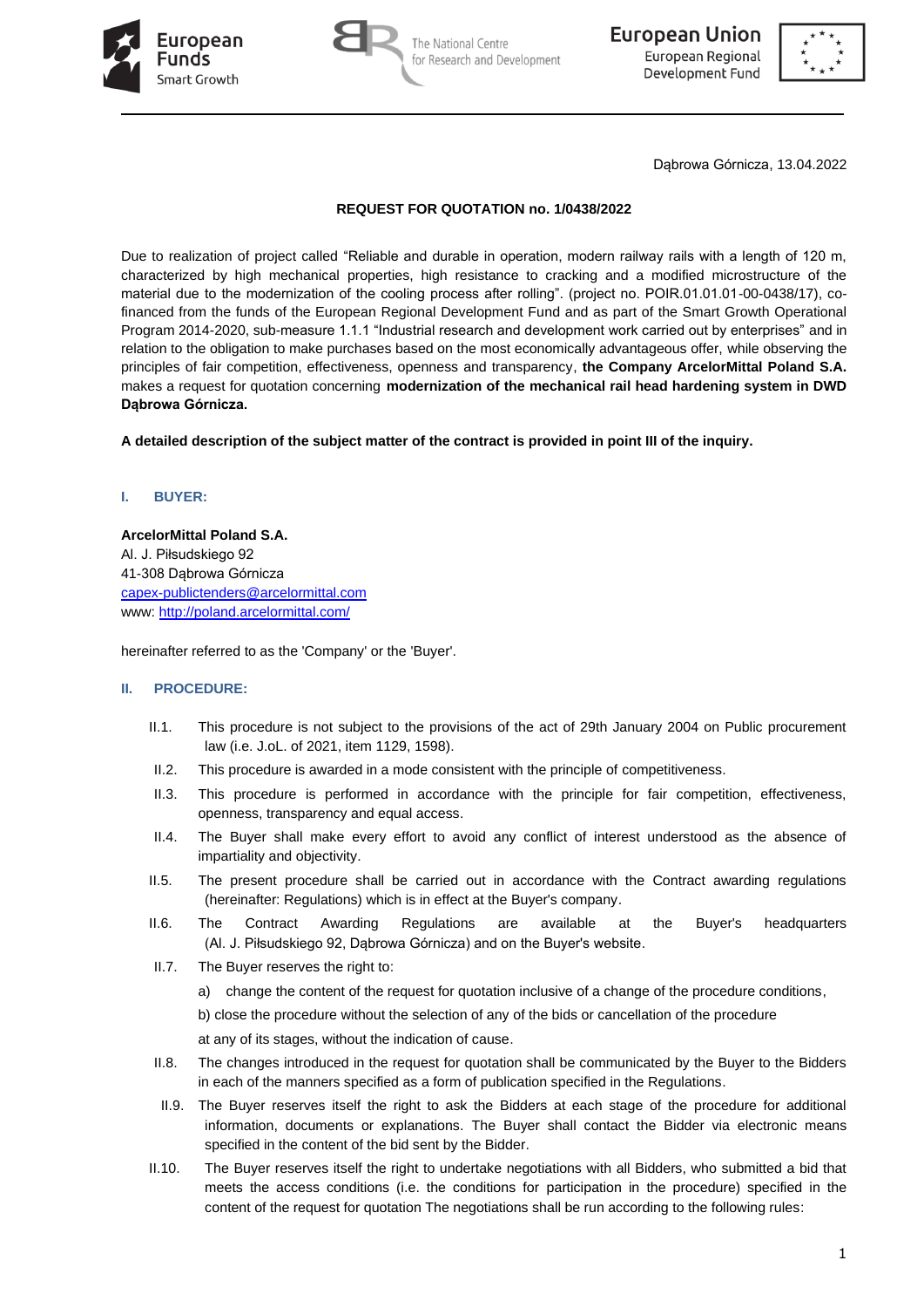Dąbrowa Górnicza, 13.04.2022

**REQUEST FOR QUOTATION no. 1/0438/2022**

Due to realization of project called "Reliable and durable in operation, modern railway rails with a length of 120 m, characterized by high mechanical properties, high resistance to cracking and a modified microstructure of the material due to the modernization of the cooling process after rolling". (project no. POIR.01.01.01-00-0438/17), co-financed from the funds of the European Regional Development Fund and as part of the Smart Growth Operational Program 2014-2020, sub-measure 1.1.1 "Industrial research and development work carried out by enterprises" and in relation to the obligation to make purchases based on the most economically advantageous offer, while observing the principles of fair competition, effectiveness, openness and transparency, **the Company ArcelorMittal Poland S.A.** makes a request for quotation concerning **modernization of the mechanical rail head hardening system in DWD Dąbrowa Górnicza.**

**A detailed description of the subject matter of the contract is provided in point III of the inquiry.**

## I. BUYER:

**ArcelorMittal Poland S.A.**
Al. J. Piłsudskiego 92
41-308 Dąbrowa Górnicza
capex-publictenders@arcelormittal.com
www: http://poland.arcelormittal.com/

hereinafter referred to as the 'Company' or the 'Buyer'.

## II. PROCEDURE:

II.1. This procedure is not subject to the provisions of the act of 29th January 2004 on Public procurement law (i.e. J.oL. of 2021, item 1129, 1598).

II.2. This procedure is awarded in a mode consistent with the principle of competitiveness.

II.3. This procedure is performed in accordance with the principle for fair competition, effectiveness, openness, transparency and equal access.

II.4. The Buyer shall make every effort to avoid any conflict of interest understood as the absence of impartiality and objectivity.

II.5. The present procedure shall be carried out in accordance with the Contract awarding regulations (hereinafter: Regulations) which is in effect at the Buyer's company.

II.6. The Contract Awarding Regulations are available at the Buyer's headquarters (Al. J. Piłsudskiego 92, Dąbrowa Górnicza) and on the Buyer's website.

II.7. The Buyer reserves the right to:

a) change the content of the request for quotation inclusive of a change of the procedure conditions,

b) close the procedure without the selection of any of the bids or cancellation of the procedure

at any of its stages, without the indication of cause.

II.8. The changes introduced in the request for quotation shall be communicated by the Buyer to the Bidders in each of the manners specified as a form of publication specified in the Regulations.

II.9. The Buyer reserves itself the right to ask the Bidders at each stage of the procedure for additional information, documents or explanations. The Buyer shall contact the Bidder via electronic means specified in the content of the bid sent by the Bidder.

II.10. The Buyer reserves itself the right to undertake negotiations with all Bidders, who submitted a bid that meets the access conditions (i.e. the conditions for participation in the procedure) specified in the content of the request for quotation The negotiations shall be run according to the following rules: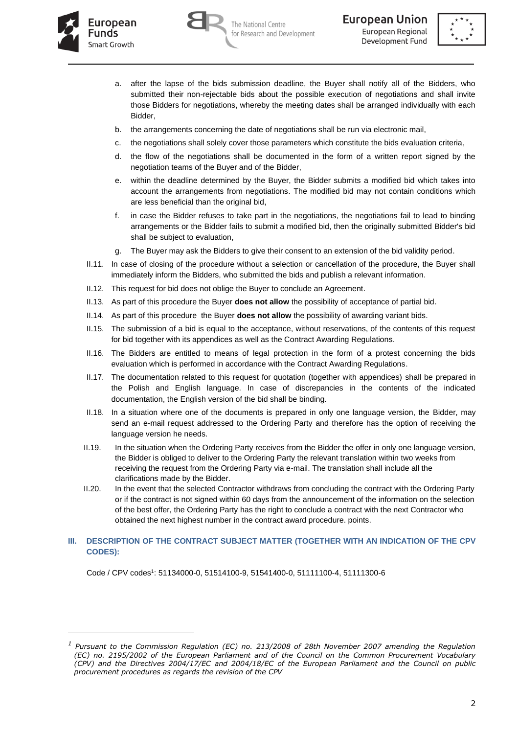a. after the lapse of the bids submission deadline, the Buyer shall notify all of the Bidders, who submitted their non-rejectable bids about the possible execution of negotiations and shall invite those Bidders for negotiations, whereby the meeting dates shall be arranged individually with each Bidder,
b. the arrangements concerning the date of negotiations shall be run via electronic mail,
c. the negotiations shall solely cover those parameters which constitute the bids evaluation criteria,
d. the flow of the negotiations shall be documented in the form of a written report signed by the negotiation teams of the Buyer and of the Bidder,
e. within the deadline determined by the Buyer, the Bidder submits a modified bid which takes into account the arrangements from negotiations. The modified bid may not contain conditions which are less beneficial than the original bid,
f. in case the Bidder refuses to take part in the negotiations, the negotiations fail to lead to binding arrangements or the Bidder fails to submit a modified bid, then the originally submitted Bidder's bid shall be subject to evaluation,
g. The Buyer may ask the Bidders to give their consent to an extension of the bid validity period.

II.11. In case of closing of the procedure without a selection or cancellation of the procedure, the Buyer shall immediately inform the Bidders, who submitted the bids and publish a relevant information.

II.12. This request for bid does not oblige the Buyer to conclude an Agreement.

II.13. As part of this procedure the Buyer **does not allow** the possibility of acceptance of partial bid.

II.14. As part of this procedure the Buyer **does not allow** the possibility of awarding variant bids.

II.15. The submission of a bid is equal to the acceptance, without reservations, of the contents of this request for bid together with its appendices as well as the Contract Awarding Regulations.

II.16. The Bidders are entitled to means of legal protection in the form of a protest concerning the bids evaluation which is performed in accordance with the Contract Awarding Regulations.

II.17. The documentation related to this request for quotation (together with appendices) shall be prepared in the Polish and English language. In case of discrepancies in the contents of the indicated documentation, the English version of the bid shall be binding.

II.18. In a situation where one of the documents is prepared in only one language version, the Bidder, may send an e-mail request addressed to the Ordering Party and therefore has the option of receiving the language version he needs.

II.19. In the situation when the Ordering Party receives from the Bidder the offer in only one language version, the Bidder is obliged to deliver to the Ordering Party the relevant translation within two weeks from receiving the request from the Ordering Party via e-mail. The translation shall include all the clarifications made by the Bidder.

II.20. In the event that the selected Contractor withdraws from concluding the contract with the Ordering Party or if the contract is not signed within 60 days from the announcement of the information on the selection of the best offer, the Ordering Party has the right to conclude a contract with the next Contractor who obtained the next highest number in the contract award procedure. points.

## III. DESCRIPTION OF THE CONTRACT SUBJECT MATTER (TOGETHER WITH AN INDICATION OF THE CPV CODES):

Code / CPV codes[1]: 51134000-0, 51514100-9, 51541400-0, 51111100-4, 51111300-6

[1] *Pursuant to the Commission Regulation (EC) no. 213/2008 of 28th November 2007 amending the Regulation (EC) no. 2195/2002 of the European Parliament and of the Council on the Common Procurement Vocabulary (CPV) and the Directives 2004/17/EC and 2004/18/EC of the European Parliament and the Council on public procurement procedures as regards the revision of the CPV*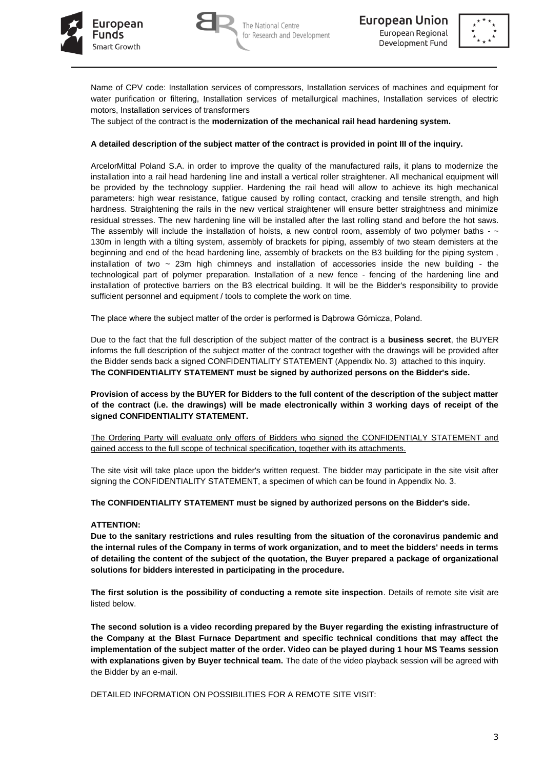Name of CPV code: Installation services of compressors, Installation services of machines and equipment for water purification or filtering, Installation services of metallurgical machines, Installation services of electric motors, Installation services of transformers

The subject of the contract is the **modernization of the mechanical rail head hardening system.**

**A detailed description of the subject matter of the contract is provided in point III of the inquiry.**

ArcelorMittal Poland S.A. in order to improve the quality of the manufactured rails, it plans to modernize the installation into a rail head hardening line and install a vertical roller straightener. All mechanical equipment will be provided by the technology supplier. Hardening the rail head will allow to achieve its high mechanical parameters: high wear resistance, fatigue caused by rolling contact, cracking and tensile strength, and high hardness. Straightening the rails in the new vertical straightener will ensure better straightness and minimize residual stresses. The new hardening line will be installed after the last rolling stand and before the hot saws. The assembly will include the installation of hoists, a new control room, assembly of two polymer baths - ~ 130m in length with a tilting system, assembly of brackets for piping, assembly of two steam demisters at the beginning and end of the head hardening line, assembly of brackets on the B3 building for the piping system , installation of two ~ 23m high chimneys and installation of accessories inside the new building - the technological part of polymer preparation. Installation of a new fence - fencing of the hardening line and installation of protective barriers on the B3 electrical building. It will be the Bidder's responsibility to provide sufficient personnel and equipment / tools to complete the work on time.

The place where the subject matter of the order is performed is Dąbrowa Górnicza, Poland.

Due to the fact that the full description of the subject matter of the contract is a **business secret**, the BUYER informs the full description of the subject matter of the contract together with the drawings will be provided after the Bidder sends back a signed CONFIDENTIALITY STATEMENT (Appendix No. 3) attached to this inquiry.
**The CONFIDENTIALITY STATEMENT must be signed by authorized persons on the Bidder's side.**

**Provision of access by the BUYER for Bidders to the full content of the description of the subject matter of the contract (i.e. the drawings) will be made electronically within 3 working days of receipt of the signed CONFIDENTIALITY STATEMENT.**

<u>The Ordering Party will evaluate only offers of Bidders who signed the CONFIDENTIALY STATEMENT and gained access to the full scope of technical specification, together with its attachments.</u>

The site visit will take place upon the bidder's written request. The bidder may participate in the site visit after signing the CONFIDENTIALITY STATEMENT, a specimen of which can be found in Appendix No. 3.

**The CONFIDENTIALITY STATEMENT must be signed by authorized persons on the Bidder's side.**

**ATTENTION:**
**Due to the sanitary restrictions and rules resulting from the situation of the coronavirus pandemic and the internal rules of the Company in terms of work organization, and to meet the bidders' needs in terms of detailing the content of the subject of the quotation, the Buyer prepared a package of organizational solutions for bidders interested in participating in the procedure.**

**The first solution is the possibility of conducting a remote site inspection**. Details of remote site visit are listed below.

**The second solution is a video recording prepared by the Buyer regarding the existing infrastructure of the Company at the Blast Furnace Department and specific technical conditions that may affect the implementation of the subject matter of the order. Video can be played during 1 hour MS Teams session with explanations given by Buyer technical team.** The date of the video playback session will be agreed with the Bidder by an e-mail.

DETAILED INFORMATION ON POSSIBILITIES FOR A REMOTE SITE VISIT: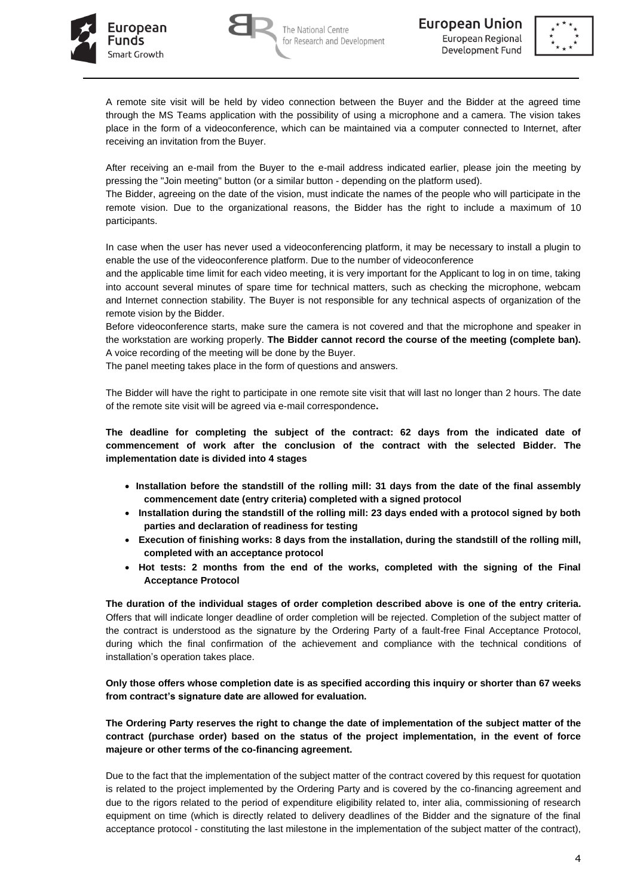A remote site visit will be held by video connection between the Buyer and the Bidder at the agreed time through the MS Teams application with the possibility of using a microphone and a camera. The vision takes place in the form of a videoconference, which can be maintained via a computer connected to Internet, after receiving an invitation from the Buyer.

After receiving an e-mail from the Buyer to the e-mail address indicated earlier, please join the meeting by pressing the "Join meeting" button (or a similar button - depending on the platform used).
The Bidder, agreeing on the date of the vision, must indicate the names of the people who will participate in the remote vision. Due to the organizational reasons, the Bidder has the right to include a maximum of 10 participants.

In case when the user has never used a videoconferencing platform, it may be necessary to install a plugin to enable the use of the videoconference platform. Due to the number of videoconference
and the applicable time limit for each video meeting, it is very important for the Applicant to log in on time, taking into account several minutes of spare time for technical matters, such as checking the microphone, webcam and Internet connection stability. The Buyer is not responsible for any technical aspects of organization of the remote vision by the Bidder.
Before videoconference starts, make sure the camera is not covered and that the microphone and speaker in the workstation are working properly. **The Bidder cannot record the course of the meeting (complete ban).** A voice recording of the meeting will be done by the Buyer.
The panel meeting takes place in the form of questions and answers.

The Bidder will have the right to participate in one remote site visit that will last no longer than 2 hours. The date of the remote site visit will be agreed via e-mail correspondence**.**

**The deadline for completing the subject of the contract: 62 days from the indicated date of commencement of work after the conclusion of the contract with the selected Bidder. The implementation date is divided into 4 stages**

- **Installation before the standstill of the rolling mill: 31 days from the date of the final assembly commencement date (entry criteria) completed with a signed protocol**
- **Installation during the standstill of the rolling mill: 23 days ended with a protocol signed by both parties and declaration of readiness for testing**
- **Execution of finishing works: 8 days from the installation, during the standstill of the rolling mill, completed with an acceptance protocol**
- **Hot tests: 2 months from the end of the works, completed with the signing of the Final Acceptance Protocol**

**The duration of the individual stages of order completion described above is one of the entry criteria.** Offers that will indicate longer deadline of order completion will be rejected. Completion of the subject matter of the contract is understood as the signature by the Ordering Party of a fault-free Final Acceptance Protocol, during which the final confirmation of the achievement and compliance with the technical conditions of installation's operation takes place.

**Only those offers whose completion date is as specified according this inquiry or shorter than 67 weeks from contract's signature date are allowed for evaluation.**

**The Ordering Party reserves the right to change the date of implementation of the subject matter of the contract (purchase order) based on the status of the project implementation, in the event of force majeure or other terms of the co-financing agreement.**

Due to the fact that the implementation of the subject matter of the contract covered by this request for quotation is related to the project implemented by the Ordering Party and is covered by the co-financing agreement and due to the rigors related to the period of expenditure eligibility related to, inter alia, commissioning of research equipment on time (which is directly related to delivery deadlines of the Bidder and the signature of the final acceptance protocol - constituting the last milestone in the implementation of the subject matter of the contract),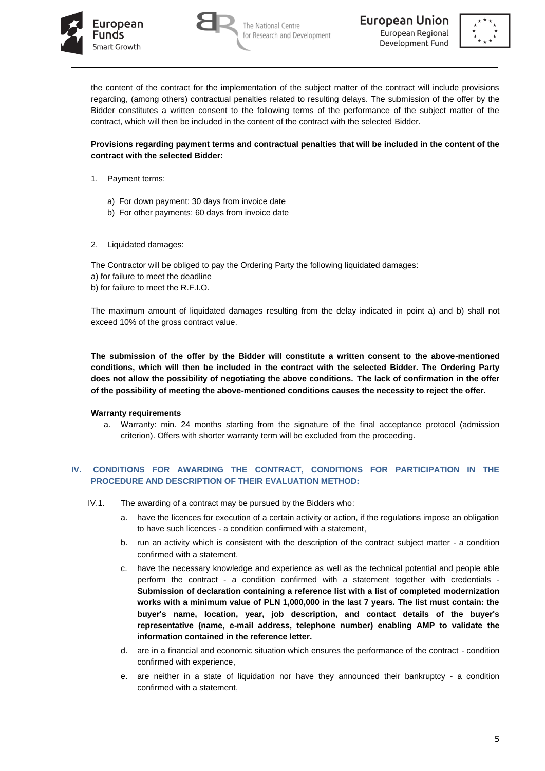the content of the contract for the implementation of the subject matter of the contract will include provisions regarding, (among others) contractual penalties related to resulting delays. The submission of the offer by the Bidder constitutes a written consent to the following terms of the performance of the subject matter of the contract, which will then be included in the content of the contract with the selected Bidder.

**Provisions regarding payment terms and contractual penalties that will be included in the content of the contract with the selected Bidder:**

1. Payment terms:

    a) For down payment: 30 days from invoice date
    b) For other payments: 60 days from invoice date

2. Liquidated damages:

The Contractor will be obliged to pay the Ordering Party the following liquidated damages:
a) for failure to meet the deadline
b) for failure to meet the R.F.I.O.

The maximum amount of liquidated damages resulting from the delay indicated in point a) and b) shall not exceed 10% of the gross contract value.

**The submission of the offer by the Bidder will constitute a written consent to the above-mentioned conditions, which will then be included in the contract with the selected Bidder. The Ordering Party does not allow the possibility of negotiating the above conditions. The lack of confirmation in the offer of the possibility of meeting the above-mentioned conditions causes the necessity to reject the offer.**

**Warranty requirements**

a. Warranty: min. 24 months starting from the signature of the final acceptance protocol (admission criterion). Offers with shorter warranty term will be excluded from the proceeding.

## IV. CONDITIONS FOR AWARDING THE CONTRACT, CONDITIONS FOR PARTICIPATION IN THE PROCEDURE AND DESCRIPTION OF THEIR EVALUATION METHOD:

IV.1. The awarding of a contract may be pursued by the Bidders who:

a. have the licences for execution of a certain activity or action, if the regulations impose an obligation to have such licences - a condition confirmed with a statement,
b. run an activity which is consistent with the description of the contract subject matter - a condition confirmed with a statement,
c. have the necessary knowledge and experience as well as the technical potential and people able perform the contract - a condition confirmed with a statement together with credentials - **Submission of declaration containing a reference list with a list of completed modernization works with a minimum value of PLN 1,000,000 in the last 7 years. The list must contain: the buyer's name, location, year, job description, and contact details of the buyer's representative (name, e-mail address, telephone number) enabling AMP to validate the information contained in the reference letter.**
d. are in a financial and economic situation which ensures the performance of the contract - condition confirmed with experience,
e. are neither in a state of liquidation nor have they announced their bankruptcy - a condition confirmed with a statement,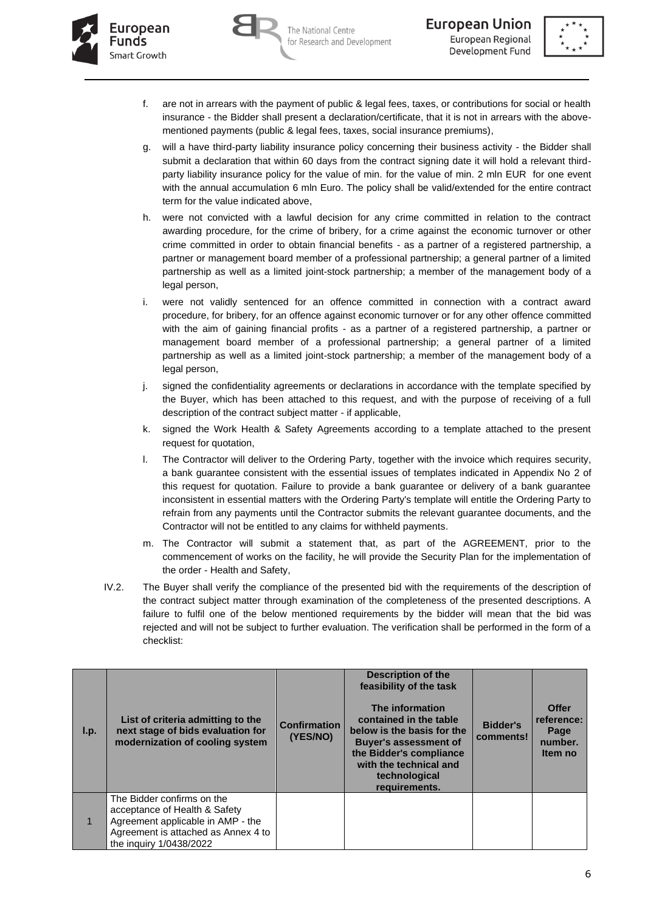f. are not in arrears with the payment of public & legal fees, taxes, or contributions for social or health insurance - the Bidder shall present a declaration/certificate, that it is not in arrears with the above-mentioned payments (public & legal fees, taxes, social insurance premiums),

g. will a have third-party liability insurance policy concerning their business activity - the Bidder shall submit a declaration that within 60 days from the contract signing date it will hold a relevant third-party liability insurance policy for the value of min. for the value of min. 2 mln EUR for one event with the annual accumulation 6 mln Euro. The policy shall be valid/extended for the entire contract term for the value indicated above,

h. were not convicted with a lawful decision for any crime committed in relation to the contract awarding procedure, for the crime of bribery, for a crime against the economic turnover or other crime committed in order to obtain financial benefits - as a partner of a registered partnership, a partner or management board member of a professional partnership; a general partner of a limited partnership as well as a limited joint-stock partnership; a member of the management body of a legal person,

i. were not validly sentenced for an offence committed in connection with a contract award procedure, for bribery, for an offence against economic turnover or for any other offence committed with the aim of gaining financial profits - as a partner of a registered partnership, a partner or management board member of a professional partnership; a general partner of a limited partnership as well as a limited joint-stock partnership; a member of the management body of a legal person,

j. signed the confidentiality agreements or declarations in accordance with the template specified by the Buyer, which has been attached to this request, and with the purpose of receiving of a full description of the contract subject matter - if applicable,

k. signed the Work Health & Safety Agreements according to a template attached to the present request for quotation,

l. The Contractor will deliver to the Ordering Party, together with the invoice which requires security, a bank guarantee consistent with the essential issues of templates indicated in Appendix No 2 of this request for quotation. Failure to provide a bank guarantee or delivery of a bank guarantee inconsistent in essential matters with the Ordering Party's template will entitle the Ordering Party to refrain from any payments until the Contractor submits the relevant guarantee documents, and the Contractor will not be entitled to any claims for withheld payments.

m. The Contractor will submit a statement that, as part of the AGREEMENT, prior to the commencement of works on the facility, he will provide the Security Plan for the implementation of the order - Health and Safety,

IV.2. The Buyer shall verify the compliance of the presented bid with the requirements of the description of the contract subject matter through examination of the completeness of the presented descriptions. A failure to fulfil one of the below mentioned requirements by the bidder will mean that the bid was rejected and will not be subject to further evaluation. The verification shall be performed in the form of a checklist:

| l.p. | List of criteria admitting to the next stage of bids evaluation for modernization of cooling system | Confirmation (YES/NO) | Description of the feasibility of the task<br><br>The information contained in the table below is the basis for the Buyer's assessment of the Bidder's compliance with the technical and technological requirements. | Bidder's comments! | Offer reference: Page number. Item no |
|---|---|---|---|---|---|
| 1 | The Bidder confirms on the acceptance of Health & Safety Agreement applicable in AMP - the Agreement is attached as Annex 4 to the inquiry 1/0438/2022 | | | | |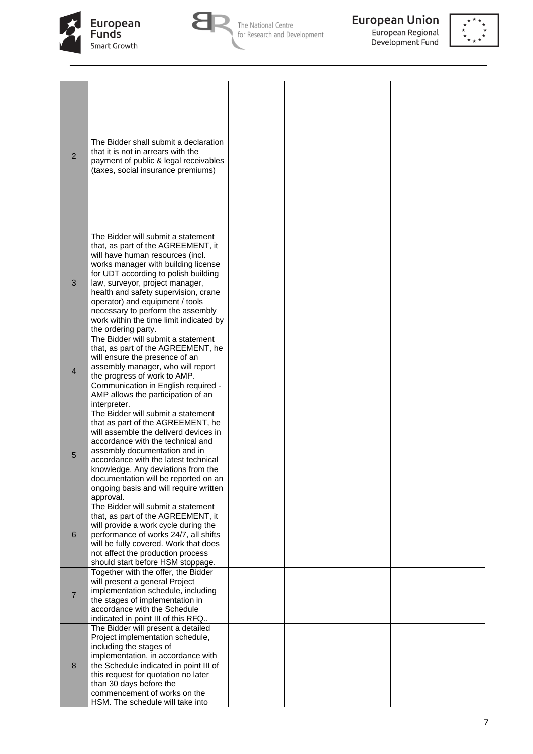| | | | | | |
|---|---|---|---|---|---|
| 2 | The Bidder shall submit a declaration that it is not in arrears with the payment of public & legal receivables (taxes, social insurance premiums) | | | | |
| 3 | The Bidder will submit a statement that, as part of the AGREEMENT, it will have human resources (incl. works manager with building license for UDT according to polish building law, surveyor, project manager, health and safety supervision, crane operator) and equipment / tools necessary to perform the assembly work within the time limit indicated by the ordering party. | | | | |
| 4 | The Bidder will submit a statement that, as part of the AGREEMENT, he will ensure the presence of an assembly manager, who will report the progress of work to AMP. Communication in English required - AMP allows the participation of an interpreter. | | | | |
| 5 | The Bidder will submit a statement that as part of the AGREEMENT, he will assemble the deliverd devices in accordance with the technical and assembly documentation and in accordance with the latest technical knowledge. Any deviations from the documentation will be reported on an ongoing basis and will require written approval. | | | | |
| 6 | The Bidder will submit a statement that, as part of the AGREEMENT, it will provide a work cycle during the performance of works 24/7, all shifts will be fully covered. Work that does not affect the production process should start before HSM stoppage. | | | | |
| 7 | Together with the offer, the Bidder will present a general Project implementation schedule, including the stages of implementation in accordance with the Schedule indicated in point III of this RFQ.. | | | | |
| 8 | The Bidder will present a detailed Project implementation schedule, including the stages of implementation, in accordance with the Schedule indicated in point III of this request for quotation no later than 30 days before the commencement of works on the HSM. The schedule will take into | | | | |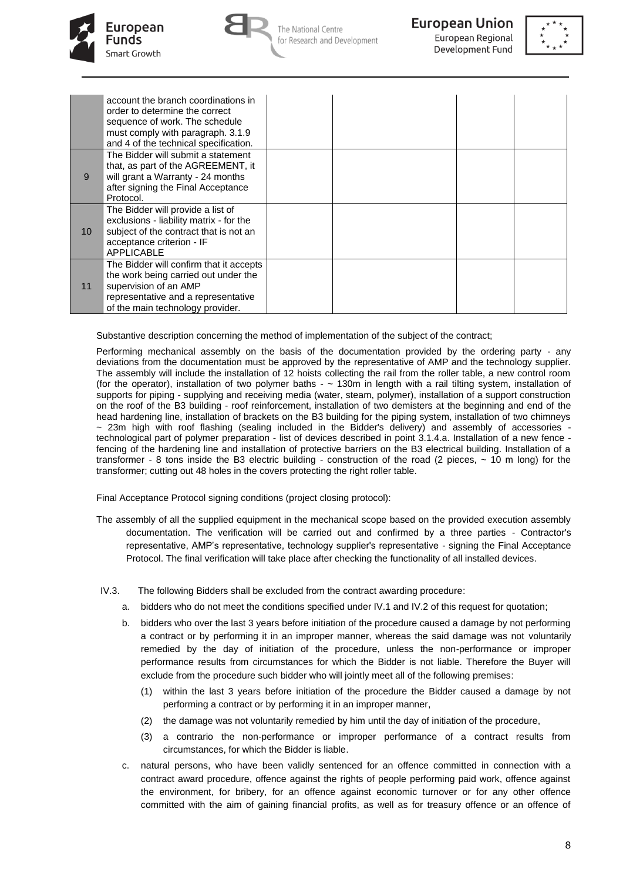|  | account the branch coordinations in order to determine the correct sequence of work. The schedule must comply with paragraph. 3.1.9 and 4 of the technical specification. |  |  |  |  |
|---|---|---|---|---|---|
| 9 | The Bidder will submit a statement that, as part of the AGREEMENT, it will grant a Warranty - 24 months after signing the Final Acceptance Protocol. |  |  |  |  |
| 10 | The Bidder will provide a list of exclusions - liability matrix - for the subject of the contract that is not an acceptance criterion - IF APPLICABLE |  |  |  |  |
| 11 | The Bidder will confirm that it accepts the work being carried out under the supervision of an AMP representative and a representative of the main technology provider. |  |  |  |  |

Substantive description concerning the method of implementation of the subject of the contract;

Performing mechanical assembly on the basis of the documentation provided by the ordering party - any deviations from the documentation must be approved by the representative of AMP and the technology supplier. The assembly will include the installation of 12 hoists collecting the rail from the roller table, a new control room (for the operator), installation of two polymer baths - ~ 130m in length with a rail tilting system, installation of supports for piping - supplying and receiving media (water, steam, polymer), installation of a support construction on the roof of the B3 building - roof reinforcement, installation of two demisters at the beginning and end of the head hardening line, installation of brackets on the B3 building for the piping system, installation of two chimneys ~ 23m high with roof flashing (sealing included in the Bidder's delivery) and assembly of accessories - technological part of polymer preparation - list of devices described in point 3.1.4.a. Installation of a new fence - fencing of the hardening line and installation of protective barriers on the B3 electrical building. Installation of a transformer - 8 tons inside the B3 electric building - construction of the road (2 pieces, ~ 10 m long) for the transformer; cutting out 48 holes in the covers protecting the right roller table.

Final Acceptance Protocol signing conditions (project closing protocol):

The assembly of all the supplied equipment in the mechanical scope based on the provided execution assembly documentation. The verification will be carried out and confirmed by a three parties - Contractor's representative, AMP's representative, technology supplier's representative - signing the Final Acceptance Protocol. The final verification will take place after checking the functionality of all installed devices.

IV.3. The following Bidders shall be excluded from the contract awarding procedure:

a. bidders who do not meet the conditions specified under IV.1 and IV.2 of this request for quotation;

b. bidders who over the last 3 years before initiation of the procedure caused a damage by not performing a contract or by performing it in an improper manner, whereas the said damage was not voluntarily remedied by the day of initiation of the procedure, unless the non-performance or improper performance results from circumstances for which the Bidder is not liable. Therefore the Buyer will exclude from the procedure such bidder who will jointly meet all of the following premises:

   (1) within the last 3 years before initiation of the procedure the Bidder caused a damage by not performing a contract or by performing it in an improper manner,

   (2) the damage was not voluntarily remedied by him until the day of initiation of the procedure,

   (3) a contrario the non-performance or improper performance of a contract results from circumstances, for which the Bidder is liable.

c. natural persons, who have been validly sentenced for an offence committed in connection with a contract award procedure, offence against the rights of people performing paid work, offence against the environment, for bribery, for an offence against economic turnover or for any other offence committed with the aim of gaining financial profits, as well as for treasury offence or an offence of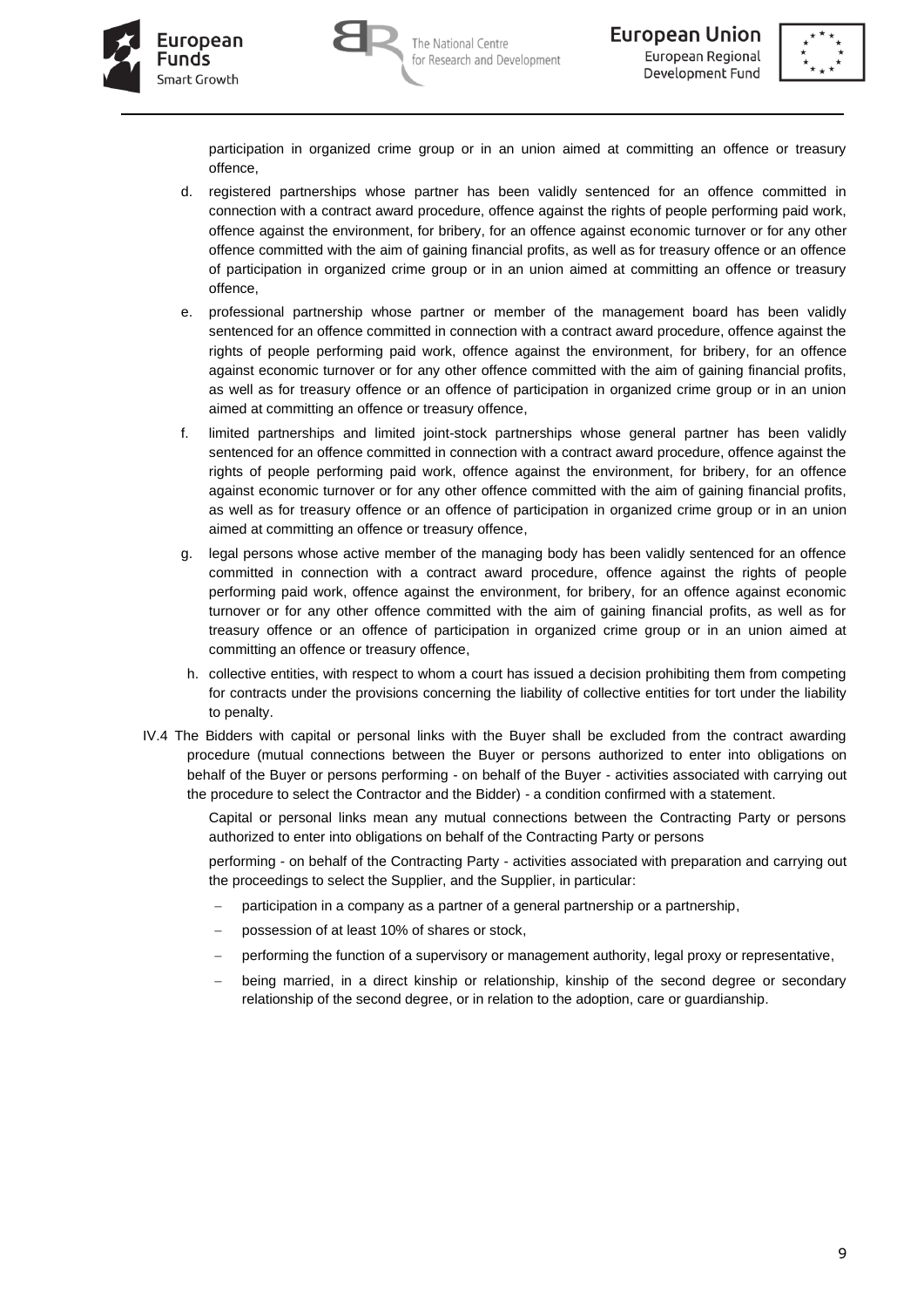participation in organized crime group or in an union aimed at committing an offence or treasury offence,

d. registered partnerships whose partner has been validly sentenced for an offence committed in connection with a contract award procedure, offence against the rights of people performing paid work, offence against the environment, for bribery, for an offence against economic turnover or for any other offence committed with the aim of gaining financial profits, as well as for treasury offence or an offence of participation in organized crime group or in an union aimed at committing an offence or treasury offence,

e. professional partnership whose partner or member of the management board has been validly sentenced for an offence committed in connection with a contract award procedure, offence against the rights of people performing paid work, offence against the environment, for bribery, for an offence against economic turnover or for any other offence committed with the aim of gaining financial profits, as well as for treasury offence or an offence of participation in organized crime group or in an union aimed at committing an offence or treasury offence,

f. limited partnerships and limited joint-stock partnerships whose general partner has been validly sentenced for an offence committed in connection with a contract award procedure, offence against the rights of people performing paid work, offence against the environment, for bribery, for an offence against economic turnover or for any other offence committed with the aim of gaining financial profits, as well as for treasury offence or an offence of participation in organized crime group or in an union aimed at committing an offence or treasury offence,

g. legal persons whose active member of the managing body has been validly sentenced for an offence committed in connection with a contract award procedure, offence against the rights of people performing paid work, offence against the environment, for bribery, for an offence against economic turnover or for any other offence committed with the aim of gaining financial profits, as well as for treasury offence or an offence of participation in organized crime group or in an union aimed at committing an offence or treasury offence,

h. collective entities, with respect to whom a court has issued a decision prohibiting them from competing for contracts under the provisions concerning the liability of collective entities for tort under the liability to penalty.

IV.4 The Bidders with capital or personal links with the Buyer shall be excluded from the contract awarding procedure (mutual connections between the Buyer or persons authorized to enter into obligations on behalf of the Buyer or persons performing - on behalf of the Buyer - activities associated with carrying out the procedure to select the Contractor and the Bidder) - a condition confirmed with a statement.

Capital or personal links mean any mutual connections between the Contracting Party or persons authorized to enter into obligations on behalf of the Contracting Party or persons

performing - on behalf of the Contracting Party - activities associated with preparation and carrying out the proceedings to select the Supplier, and the Supplier, in particular:

- participation in a company as a partner of a general partnership or a partnership,
- possession of at least 10% of shares or stock,
- performing the function of a supervisory or management authority, legal proxy or representative,
- being married, in a direct kinship or relationship, kinship of the second degree or secondary relationship of the second degree, or in relation to the adoption, care or guardianship.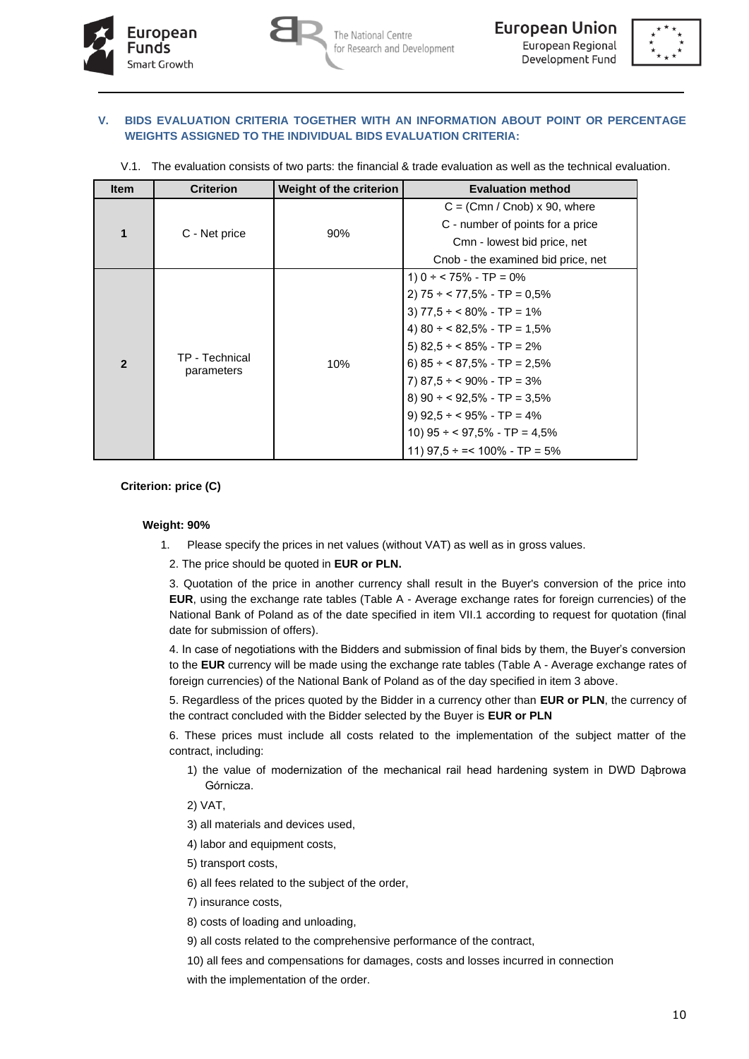## V. BIDS EVALUATION CRITERIA TOGETHER WITH AN INFORMATION ABOUT POINT OR PERCENTAGE WEIGHTS ASSIGNED TO THE INDIVIDUAL BIDS EVALUATION CRITERIA:

V.1. The evaluation consists of two parts: the financial & trade evaluation as well as the technical evaluation.

| Item | Criterion | Weight of the criterion | Evaluation method |
|---|---|---|---|
| **1** | C - Net price | 90% | C = (Cmn / Cnob) x 90, where<br>C - number of points for a price<br>Cmn - lowest bid price, net<br>Cnob - the examined bid price, net |
| **2** | TP - Technical parameters | 10% | 1) 0 ÷ < 75% - TP = 0%<br>2) 75 ÷ < 77,5% - TP = 0,5%<br>3) 77,5 ÷ < 80% - TP = 1%<br>4) 80 ÷ < 82,5% - TP = 1,5%<br>5) 82,5 ÷ < 85% - TP = 2%<br>6) 85 ÷ < 87,5% - TP = 2,5%<br>7) 87,5 ÷ < 90% - TP = 3%<br>8) 90 ÷ < 92,5% - TP = 3,5%<br>9) 92,5 ÷ < 95% - TP = 4%<br>10) 95 ÷ < 97,5% - TP = 4,5%<br>11) 97,5 ÷ =< 100% - TP = 5% |

**Criterion: price (C)**

**Weight: 90%**

1. Please specify the prices in net values (without VAT) as well as in gross values.

2. The price should be quoted in **EUR or PLN.**

3. Quotation of the price in another currency shall result in the Buyer's conversion of the price into **EUR**, using the exchange rate tables (Table A - Average exchange rates for foreign currencies) of the National Bank of Poland as of the date specified in item VII.1 according to request for quotation (final date for submission of offers).

4. In case of negotiations with the Bidders and submission of final bids by them, the Buyer's conversion to the **EUR** currency will be made using the exchange rate tables (Table A - Average exchange rates of foreign currencies) of the National Bank of Poland as of the day specified in item 3 above.

5. Regardless of the prices quoted by the Bidder in a currency other than **EUR or PLN**, the currency of the contract concluded with the Bidder selected by the Buyer is **EUR or PLN**

6. These prices must include all costs related to the implementation of the subject matter of the contract, including:

1) the value of modernization of the mechanical rail head hardening system in DWD Dąbrowa Górnicza.

2) VAT,

3) all materials and devices used,

4) labor and equipment costs,

5) transport costs,

6) all fees related to the subject of the order,

7) insurance costs,

8) costs of loading and unloading,

9) all costs related to the comprehensive performance of the contract,

10) all fees and compensations for damages, costs and losses incurred in connection with the implementation of the order.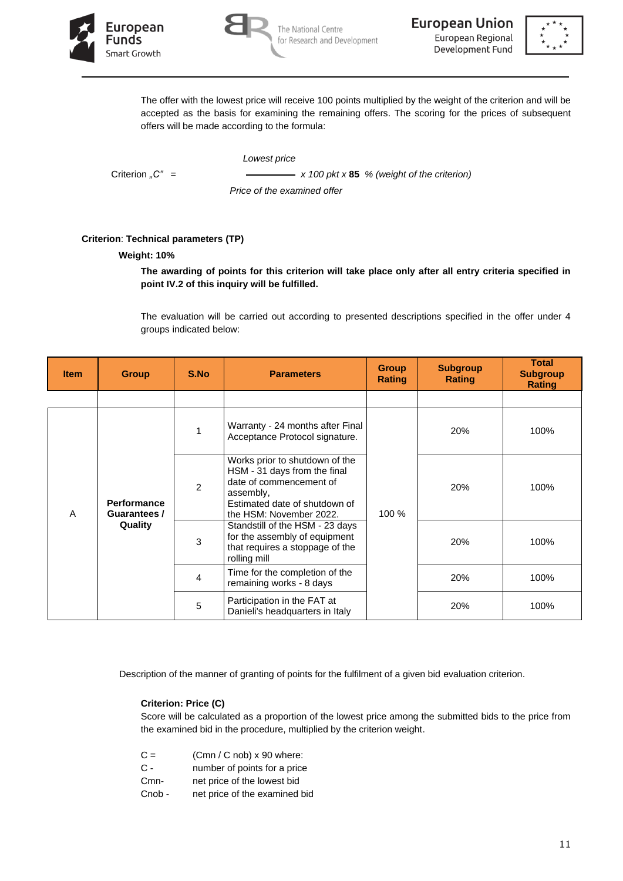The offer with the lowest price will receive 100 points multiplied by the weight of the criterion and will be accepted as the basis for examining the remaining offers. The scoring for the prices of subsequent offers will be made according to the formula:

$$\text{Criterion „C"} = \frac{\textit{Lowest price}}{\textit{Price of the examined offer}} \times 100 \text{ pkt} \times \mathbf{85}\ \%\ \textit{(weight of the criterion)}$$

**Criterion**: **Technical parameters (TP)**

**Weight: 10%**

**The awarding of points for this criterion will take place only after all entry criteria specified in point IV.2 of this inquiry will be fulfilled.**

The evaluation will be carried out according to presented descriptions specified in the offer under 4 groups indicated below:

| Item | Group | S.No | Parameters | Group Rating | Subgroup Rating | Total Subgroup Rating |
|---|---|---|---|---|---|---|
| | | | | | | |
| A | Performance Guarantees / Quality | 1 | Warranty - 24 months after Final Acceptance Protocol signature. | 100 % | 20% | 100% |
| | | 2 | Works prior to shutdown of the HSM - 31 days from the final date of commencement of assembly, Estimated date of shutdown of the HSM: November 2022. | | 20% | 100% |
| | | 3 | Standstill of the HSM - 23 days for the assembly of equipment that requires a stoppage of the rolling mill | | 20% | 100% |
| | | 4 | Time for the completion of the remaining works - 8 days | | 20% | 100% |
| | | 5 | Participation in the FAT at Danieli's headquarters in Italy | | 20% | 100% |

Description of the manner of granting of points for the fulfilment of a given bid evaluation criterion.

**Criterion: Price (C)**

Score will be calculated as a proportion of the lowest price among the submitted bids to the price from the examined bid in the procedure, multiplied by the criterion weight.

C = (Cmn / C nob) x 90 where:
C - number of points for a price
Cmn- net price of the lowest bid
Cnob - net price of the examined bid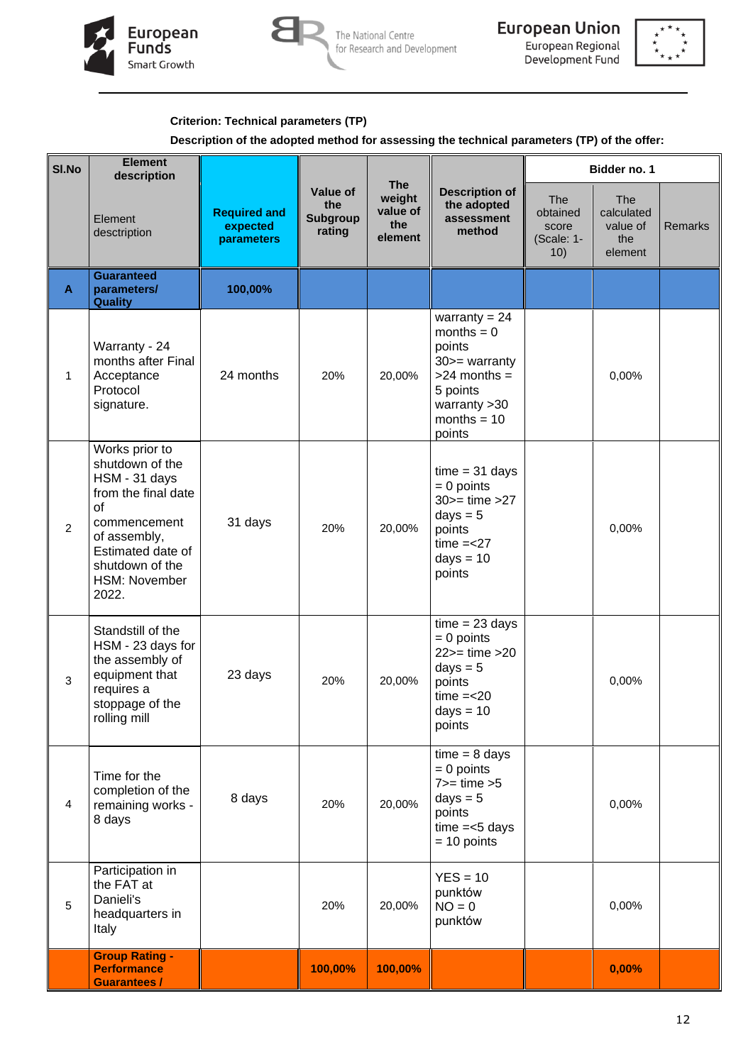**Criterion: Technical parameters (TP)**

**Description of the adopted method for assessing the technical parameters (TP) of the offer:**

| Sl.No | Element description | Required and expected parameters | Value of the Subgroup rating | The weight value of the element | Description of the adopted assessment method | Bidder no. 1 | | |
|---|---|---|---|---|---|---|---|---|
| | Element desctription | | | | | The obtained score (Scale: 1-10) | The calculated value of the element | Remarks |
| **A** | **Guaranteed parameters/ Quality** | **100,00%** | | | | | | |
| 1 | Warranty - 24 months after Final Acceptance Protocol signature. | 24 months | 20% | 20,00% | warranty = 24 months = 0 points 30>= warranty >24 months = 5 points warranty >30 months = 10 points | | 0,00% | |
| 2 | Works prior to shutdown of the HSM - 31 days from the final date of commencement of assembly, Estimated date of shutdown of the HSM: November 2022. | 31 days | 20% | 20,00% | time = 31 days = 0 points 30>= time >27 days = 5 points time =<27 days = 10 points | | 0,00% | |
| 3 | Standstill of the HSM - 23 days for the assembly of equipment that requires a stoppage of the rolling mill | 23 days | 20% | 20,00% | time = 23 days = 0 points 22>= time >20 days = 5 points time =<20 days = 10 points | | 0,00% | |
| 4 | Time for the completion of the remaining works - 8 days | 8 days | 20% | 20,00% | time = 8 days = 0 points 7>= time >5 days = 5 points time =<5 days = 10 points | | 0,00% | |
| 5 | Participation in the FAT at Danieli's headquarters in Italy | | 20% | 20,00% | YES = 10 punktów NO = 0 punktów | | 0,00% | |
| | **Group Rating - Performance Guarantees /** | | **100,00%** | **100,00%** | | | **0,00%** | |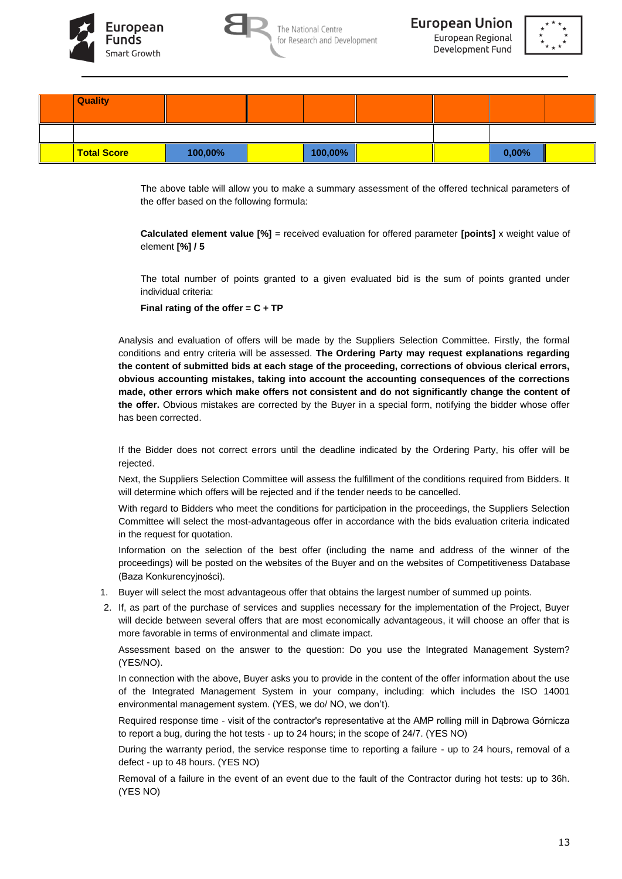| | Quality | | | | | | | |
|---|---|---|---|---|---|---|---|---|
| | | | | | | | | |
| | **Total Score** | **100,00%** | | **100,00%** | | | **0,00%** | |

The above table will allow you to make a summary assessment of the offered technical parameters of the offer based on the following formula:

**Calculated element value [%]** = received evaluation for offered parameter **[points]** x weight value of element **[%] / 5**

The total number of points granted to a given evaluated bid is the sum of points granted under individual criteria:

**Final rating of the offer = C + TP**

Analysis and evaluation of offers will be made by the Suppliers Selection Committee. Firstly, the formal conditions and entry criteria will be assessed. **The Ordering Party may request explanations regarding the content of submitted bids at each stage of the proceeding, corrections of obvious clerical errors, obvious accounting mistakes, taking into account the accounting consequences of the corrections made, other errors which make offers not consistent and do not significantly change the content of the offer.** Obvious mistakes are corrected by the Buyer in a special form, notifying the bidder whose offer has been corrected.

If the Bidder does not correct errors until the deadline indicated by the Ordering Party, his offer will be rejected.

Next, the Suppliers Selection Committee will assess the fulfillment of the conditions required from Bidders. It will determine which offers will be rejected and if the tender needs to be cancelled.

With regard to Bidders who meet the conditions for participation in the proceedings, the Suppliers Selection Committee will select the most-advantageous offer in accordance with the bids evaluation criteria indicated in the request for quotation.

Information on the selection of the best offer (including the name and address of the winner of the proceedings) will be posted on the websites of the Buyer and on the websites of Competitiveness Database (Baza Konkurencyjności).

1. Buyer will select the most advantageous offer that obtains the largest number of summed up points.
2. If, as part of the purchase of services and supplies necessary for the implementation of the Project, Buyer will decide between several offers that are most economically advantageous, it will choose an offer that is more favorable in terms of environmental and climate impact.

   Assessment based on the answer to the question: Do you use the Integrated Management System? (YES/NO).

   In connection with the above, Buyer asks you to provide in the content of the offer information about the use of the Integrated Management System in your company, including: which includes the ISO 14001 environmental management system. (YES, we do/ NO, we don't).

   Required response time - visit of the contractor's representative at the AMP rolling mill in Dąbrowa Górnicza to report a bug, during the hot tests - up to 24 hours; in the scope of 24/7. (YES NO)

   During the warranty period, the service response time to reporting a failure - up to 24 hours, removal of a defect - up to 48 hours. (YES NO)

   Removal of a failure in the event of an event due to the fault of the Contractor during hot tests: up to 36h. (YES NO)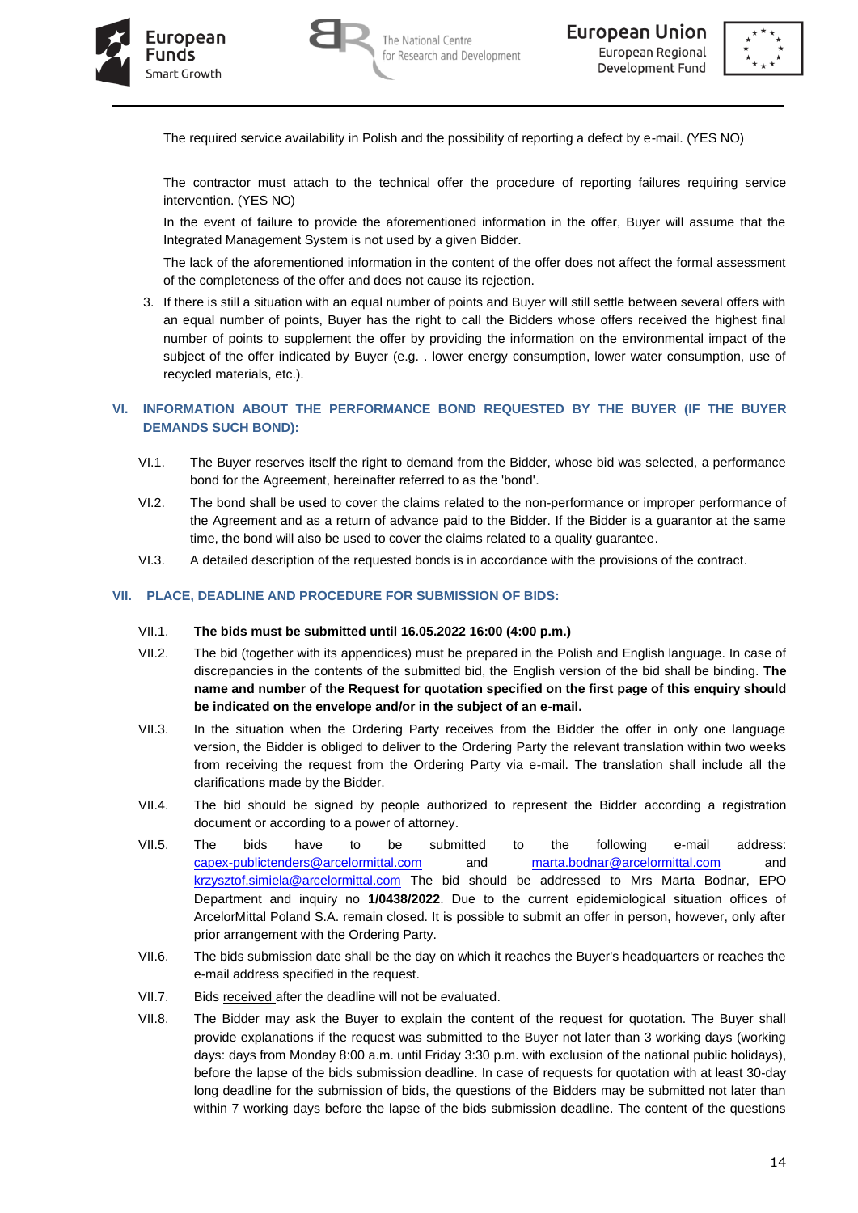The required service availability in Polish and the possibility of reporting a defect by e-mail. (YES NO)

The contractor must attach to the technical offer the procedure of reporting failures requiring service intervention. (YES NO)

In the event of failure to provide the aforementioned information in the offer, Buyer will assume that the Integrated Management System is not used by a given Bidder.

The lack of the aforementioned information in the content of the offer does not affect the formal assessment of the completeness of the offer and does not cause its rejection.

3. If there is still a situation with an equal number of points and Buyer will still settle between several offers with an equal number of points, Buyer has the right to call the Bidders whose offers received the highest final number of points to supplement the offer by providing the information on the environmental impact of the subject of the offer indicated by Buyer (e.g. . lower energy consumption, lower water consumption, use of recycled materials, etc.).

## VI. INFORMATION ABOUT THE PERFORMANCE BOND REQUESTED BY THE BUYER (IF THE BUYER DEMANDS SUCH BOND):

VI.1. The Buyer reserves itself the right to demand from the Bidder, whose bid was selected, a performance bond for the Agreement, hereinafter referred to as the 'bond'.

VI.2. The bond shall be used to cover the claims related to the non-performance or improper performance of the Agreement and as a return of advance paid to the Bidder. If the Bidder is a guarantor at the same time, the bond will also be used to cover the claims related to a quality guarantee.

VI.3. A detailed description of the requested bonds is in accordance with the provisions of the contract.

## VII. PLACE, DEADLINE AND PROCEDURE FOR SUBMISSION OF BIDS:

VII.1. **The bids must be submitted until 16.05.2022 16:00 (4:00 p.m.)**

VII.2. The bid (together with its appendices) must be prepared in the Polish and English language. In case of discrepancies in the contents of the submitted bid, the English version of the bid shall be binding. **The name and number of the Request for quotation specified on the first page of this enquiry should be indicated on the envelope and/or in the subject of an e-mail.**

VII.3. In the situation when the Ordering Party receives from the Bidder the offer in only one language version, the Bidder is obliged to deliver to the Ordering Party the relevant translation within two weeks from receiving the request from the Ordering Party via e-mail. The translation shall include all the clarifications made by the Bidder.

VII.4. The bid should be signed by people authorized to represent the Bidder according a registration document or according to a power of attorney.

VII.5. The bids have to be submitted to the following e-mail address: capex-publictenders@arcelormittal.com and marta.bodnar@arcelormittal.com and krzysztof.simiela@arcelormittal.com The bid should be addressed to Mrs Marta Bodnar, EPO Department and inquiry no **1/0438/2022**. Due to the current epidemiological situation offices of ArcelorMittal Poland S.A. remain closed. It is possible to submit an offer in person, however, only after prior arrangement with the Ordering Party.

VII.6. The bids submission date shall be the day on which it reaches the Buyer's headquarters or reaches the e-mail address specified in the request.

VII.7. Bids received after the deadline will not be evaluated.

VII.8. The Bidder may ask the Buyer to explain the content of the request for quotation. The Buyer shall provide explanations if the request was submitted to the Buyer not later than 3 working days (working days: days from Monday 8:00 a.m. until Friday 3:30 p.m. with exclusion of the national public holidays), before the lapse of the bids submission deadline. In case of requests for quotation with at least 30-day long deadline for the submission of bids, the questions of the Bidders may be submitted not later than within 7 working days before the lapse of the bids submission deadline. The content of the questions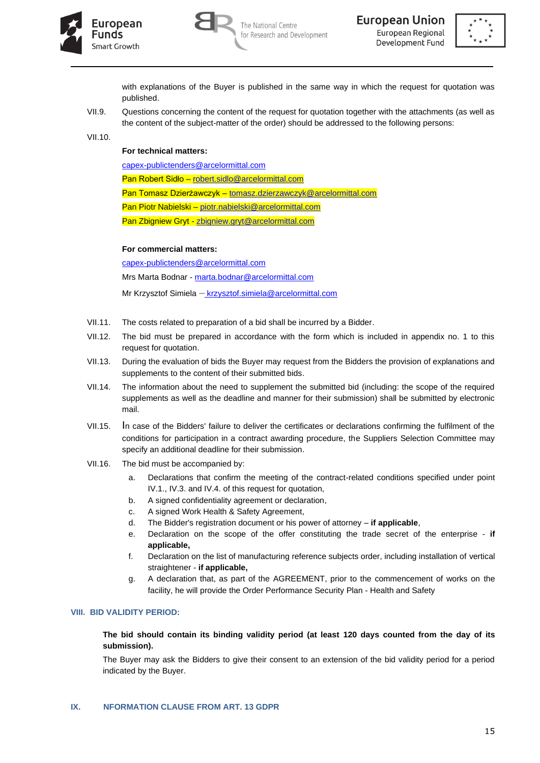with explanations of the Buyer is published in the same way in which the request for quotation was published.

VII.9. Questions concerning the content of the request for quotation together with the attachments (as well as the content of the subject-matter of the order) should be addressed to the following persons:

VII.10.

**For technical matters:**

capex-publictenders@arcelormittal.com

Pan Robert Sidło – robert.sidlo@arcelormittal.com

Pan Tomasz Dzierżawczyk – tomasz.dzierzawczyk@arcelormittal.com

Pan Piotr Nabielski – piotr.nabielski@arcelormittal.com

Pan Zbigniew Gryt - zbigniew.gryt@arcelormittal.com

**For commercial matters:**

capex-publictenders@arcelormittal.com

Mrs Marta Bodnar - marta.bodnar@arcelormittal.com

Mr Krzysztof Simiela – krzysztof.simiela@arcelormittal.com

VII.11. The costs related to preparation of a bid shall be incurred by a Bidder.

VII.12. The bid must be prepared in accordance with the form which is included in appendix no. 1 to this request for quotation.

VII.13. During the evaluation of bids the Buyer may request from the Bidders the provision of explanations and supplements to the content of their submitted bids.

VII.14. The information about the need to supplement the submitted bid (including: the scope of the required supplements as well as the deadline and manner for their submission) shall be submitted by electronic mail.

VII.15. In case of the Bidders' failure to deliver the certificates or declarations confirming the fulfilment of the conditions for participation in a contract awarding procedure, the Suppliers Selection Committee may specify an additional deadline for their submission.

VII.16. The bid must be accompanied by:

a. Declarations that confirm the meeting of the contract-related conditions specified under point IV.1., IV.3. and IV.4. of this request for quotation,
b. A signed confidentiality agreement or declaration,
c. A signed Work Health & Safety Agreement,
d. The Bidder's registration document or his power of attorney – **if applicable**,
e. Declaration on the scope of the offer constituting the trade secret of the enterprise - **if applicable,**
f. Declaration on the list of manufacturing reference subjects order, including installation of vertical straightener - **if applicable,**
g. A declaration that, as part of the AGREEMENT, prior to the commencement of works on the facility, he will provide the Order Performance Security Plan - Health and Safety

## VIII. BID VALIDITY PERIOD:

**The bid should contain its binding validity period (at least 120 days counted from the day of its submission).**

The Buyer may ask the Bidders to give their consent to an extension of the bid validity period for a period indicated by the Buyer.

## IX. NFORMATION CLAUSE FROM ART. 13 GDPR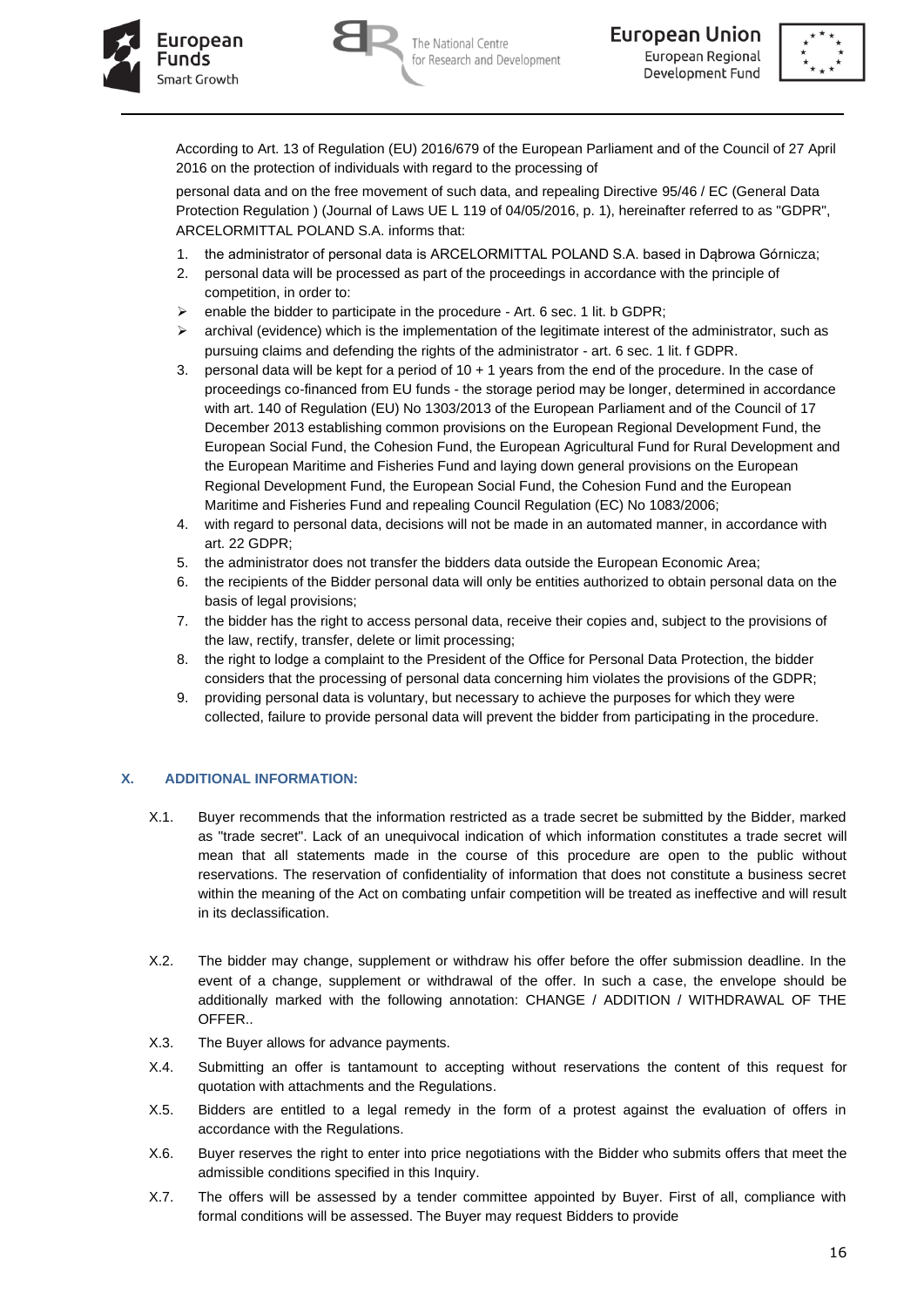According to Art. 13 of Regulation (EU) 2016/679 of the European Parliament and of the Council of 27 April 2016 on the protection of individuals with regard to the processing of

personal data and on the free movement of such data, and repealing Directive 95/46 / EC (General Data Protection Regulation ) (Journal of Laws UE L 119 of 04/05/2016, p. 1), hereinafter referred to as "GDPR", ARCELORMITTAL POLAND S.A. informs that:

1. the administrator of personal data is ARCELORMITTAL POLAND S.A. based in Dąbrowa Górnicza;
2. personal data will be processed as part of the proceedings in accordance with the principle of competition, in order to:
   - enable the bidder to participate in the procedure - Art. 6 sec. 1 lit. b GDPR;
   - archival (evidence) which is the implementation of the legitimate interest of the administrator, such as pursuing claims and defending the rights of the administrator - art. 6 sec. 1 lit. f GDPR.
3. personal data will be kept for a period of 10 + 1 years from the end of the procedure. In the case of proceedings co-financed from EU funds - the storage period may be longer, determined in accordance with art. 140 of Regulation (EU) No 1303/2013 of the European Parliament and of the Council of 17 December 2013 establishing common provisions on the European Regional Development Fund, the European Social Fund, the Cohesion Fund, the European Agricultural Fund for Rural Development and the European Maritime and Fisheries Fund and laying down general provisions on the European Regional Development Fund, the European Social Fund, the Cohesion Fund and the European Maritime and Fisheries Fund and repealing Council Regulation (EC) No 1083/2006;
4. with regard to personal data, decisions will not be made in an automated manner, in accordance with art. 22 GDPR;
5. the administrator does not transfer the bidders data outside the European Economic Area;
6. the recipients of the Bidder personal data will only be entities authorized to obtain personal data on the basis of legal provisions;
7. the bidder has the right to access personal data, receive their copies and, subject to the provisions of the law, rectify, transfer, delete or limit processing;
8. the right to lodge a complaint to the President of the Office for Personal Data Protection, the bidder considers that the processing of personal data concerning him violates the provisions of the GDPR;
9. providing personal data is voluntary, but necessary to achieve the purposes for which they were collected, failure to provide personal data will prevent the bidder from participating in the procedure.

## X. ADDITIONAL INFORMATION:

X.1. Buyer recommends that the information restricted as a trade secret be submitted by the Bidder, marked as "trade secret". Lack of an unequivocal indication of which information constitutes a trade secret will mean that all statements made in the course of this procedure are open to the public without reservations. The reservation of confidentiality of information that does not constitute a business secret within the meaning of the Act on combating unfair competition will be treated as ineffective and will result in its declassification.

X.2. The bidder may change, supplement or withdraw his offer before the offer submission deadline. In the event of a change, supplement or withdrawal of the offer. In such a case, the envelope should be additionally marked with the following annotation: CHANGE / ADDITION / WITHDRAWAL OF THE OFFER..

X.3. The Buyer allows for advance payments.

X.4. Submitting an offer is tantamount to accepting without reservations the content of this request for quotation with attachments and the Regulations.

X.5. Bidders are entitled to a legal remedy in the form of a protest against the evaluation of offers in accordance with the Regulations.

X.6. Buyer reserves the right to enter into price negotiations with the Bidder who submits offers that meet the admissible conditions specified in this Inquiry.

X.7. The offers will be assessed by a tender committee appointed by Buyer. First of all, compliance with formal conditions will be assessed. The Buyer may request Bidders to provide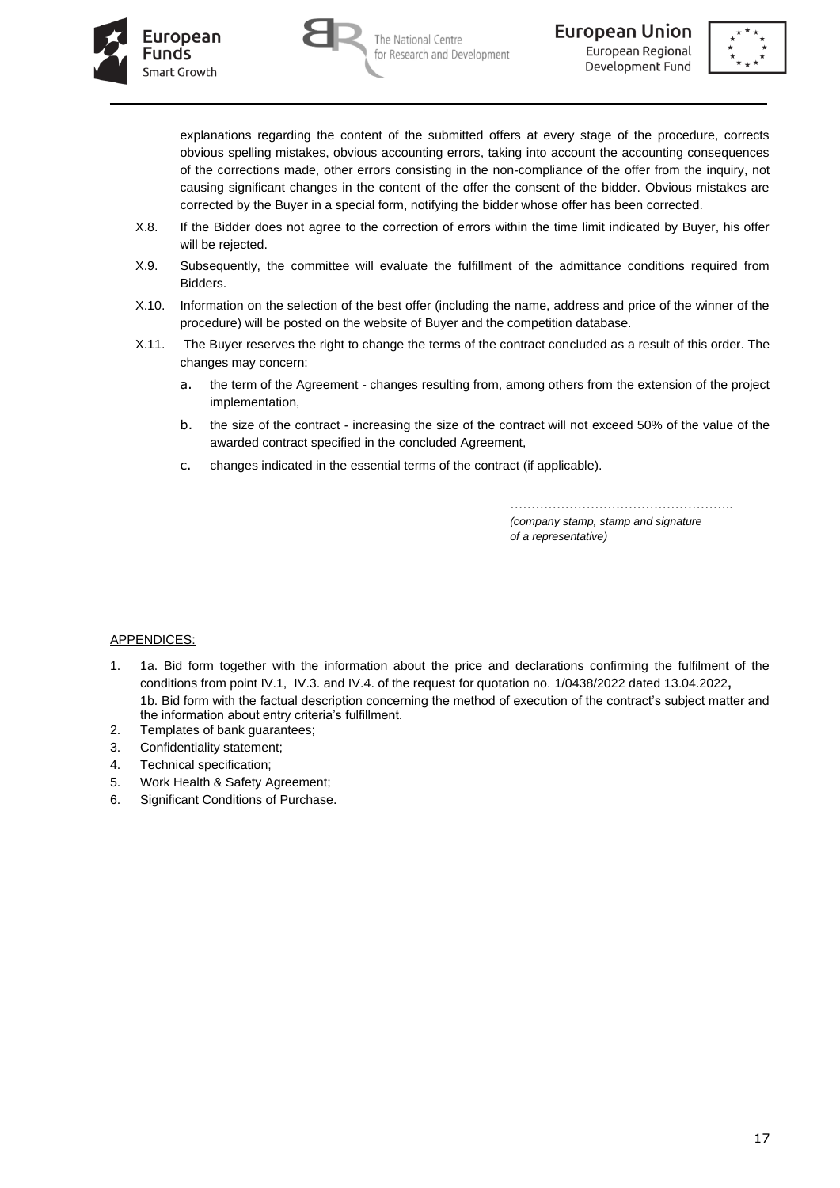explanations regarding the content of the submitted offers at every stage of the procedure, corrects obvious spelling mistakes, obvious accounting errors, taking into account the accounting consequences of the corrections made, other errors consisting in the non-compliance of the offer from the inquiry, not causing significant changes in the content of the offer the consent of the bidder. Obvious mistakes are corrected by the Buyer in a special form, notifying the bidder whose offer has been corrected.

X.8. If the Bidder does not agree to the correction of errors within the time limit indicated by Buyer, his offer will be rejected.

X.9. Subsequently, the committee will evaluate the fulfillment of the admittance conditions required from Bidders.

X.10. Information on the selection of the best offer (including the name, address and price of the winner of the procedure) will be posted on the website of Buyer and the competition database.

X.11. The Buyer reserves the right to change the terms of the contract concluded as a result of this order. The changes may concern:

a. the term of the Agreement - changes resulting from, among others from the extension of the project implementation,

b. the size of the contract - increasing the size of the contract will not exceed 50% of the value of the awarded contract specified in the concluded Agreement,

c. changes indicated in the essential terms of the contract (if applicable).

……………………………………………..
*(company stamp, stamp and signature of a representative)*

APPENDICES:

1. 1a. Bid form together with the information about the price and declarations confirming the fulfilment of the conditions from point IV.1, IV.3. and IV.4. of the request for quotation no. 1/0438/2022 dated 13.04.2022**,**
   1b. Bid form with the factual description concerning the method of execution of the contract's subject matter and the information about entry criteria's fulfillment.
2. Templates of bank guarantees;
3. Confidentiality statement;
4. Technical specification;
5. Work Health & Safety Agreement;
6. Significant Conditions of Purchase.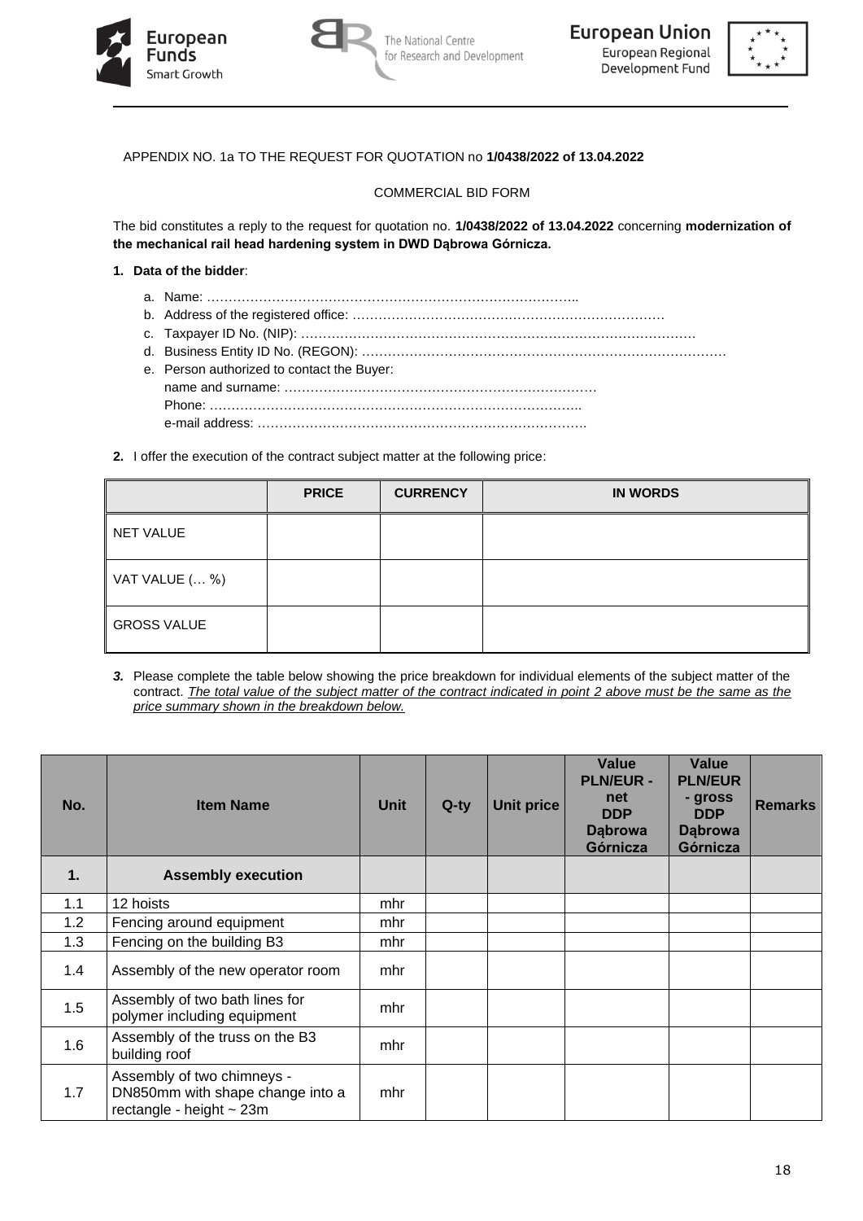APPENDIX NO. 1a TO THE REQUEST FOR QUOTATION no **1/0438/2022 of 13.04.2022**

COMMERCIAL BID FORM

The bid constitutes a reply to the request for quotation no. **1/0438/2022 of 13.04.2022** concerning **modernization of the mechanical rail head hardening system in DWD Dąbrowa Górnicza.**

1. **Data of the bidder**:
   a. Name: …………………………………………………………………………..
   b. Address of the registered office: ………………………………………………………………
   c. Taxpayer ID No. (NIP): ………………………………………………………………………………
   d. Business Entity ID No. (REGON): …………………………………………………………………………
   e. Person authorized to contact the Buyer:
      name and surname: ………………………………………………………………
      Phone: …………………………………………………………………………..
      e-mail address: ………………………………………………………………….

2. I offer the execution of the contract subject matter at the following price:

| | **PRICE** | **CURRENCY** | **IN WORDS** |
|---|---|---|---|
| NET VALUE | | | |
| VAT VALUE (… %) | | | |
| GROSS VALUE | | | |

3. Please complete the table below showing the price breakdown for individual elements of the subject matter of the contract. *The total value of the subject matter of the contract indicated in point 2 above must be the same as the price summary shown in the breakdown below.*

| No. | Item Name | Unit | Q-ty | Unit price | Value PLN/EUR - net DDP Dąbrowa Górnicza | Value PLN/EUR - gross DDP Dąbrowa Górnicza | Remarks |
|---|---|---|---|---|---|---|---|
| **1.** | **Assembly execution** | | | | | | |
| 1.1 | 12 hoists | mhr | | | | | |
| 1.2 | Fencing around equipment | mhr | | | | | |
| 1.3 | Fencing on the building B3 | mhr | | | | | |
| 1.4 | Assembly of the new operator room | mhr | | | | | |
| 1.5 | Assembly of two bath lines for polymer including equipment | mhr | | | | | |
| 1.6 | Assembly of the truss on the B3 building roof | mhr | | | | | |
| 1.7 | Assembly of two chimneys - DN850mm with shape change into a rectangle - height ~ 23m | mhr | | | | | |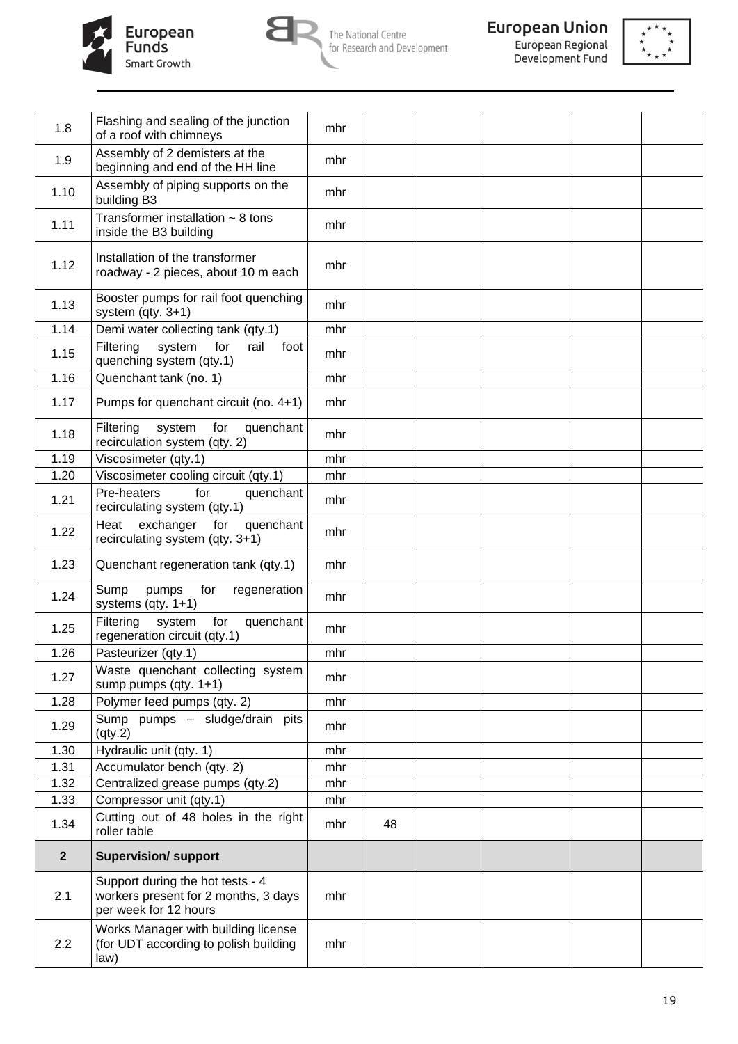| | | | | | | | |
|---|---|---|---|---|---|---|---|
| 1.8 | Flashing and sealing of the junction of a roof with chimneys | mhr | | | | | |
| 1.9 | Assembly of 2 demisters at the beginning and end of the HH line | mhr | | | | | |
| 1.10 | Assembly of piping supports on the building B3 | mhr | | | | | |
| 1.11 | Transformer installation ~ 8 tons inside the B3 building | mhr | | | | | |
| 1.12 | Installation of the transformer roadway - 2 pieces, about 10 m each | mhr | | | | | |
| 1.13 | Booster pumps for rail foot quenching system (qty. 3+1) | mhr | | | | | |
| 1.14 | Demi water collecting tank (qty.1) | mhr | | | | | |
| 1.15 | Filtering system for rail foot quenching system (qty.1) | mhr | | | | | |
| 1.16 | Quenchant tank (no. 1) | mhr | | | | | |
| 1.17 | Pumps for quenchant circuit (no. 4+1) | mhr | | | | | |
| 1.18 | Filtering system for quenchant recirculation system (qty. 2) | mhr | | | | | |
| 1.19 | Viscosimeter (qty.1) | mhr | | | | | |
| 1.20 | Viscosimeter cooling circuit (qty.1) | mhr | | | | | |
| 1.21 | Pre-heaters for quenchant recirculating system (qty.1) | mhr | | | | | |
| 1.22 | Heat exchanger for quenchant recirculating system (qty. 3+1) | mhr | | | | | |
| 1.23 | Quenchant regeneration tank (qty.1) | mhr | | | | | |
| 1.24 | Sump pumps for regeneration systems (qty. 1+1) | mhr | | | | | |
| 1.25 | Filtering system for quenchant regeneration circuit (qty.1) | mhr | | | | | |
| 1.26 | Pasteurizer (qty.1) | mhr | | | | | |
| 1.27 | Waste quenchant collecting system sump pumps (qty. 1+1) | mhr | | | | | |
| 1.28 | Polymer feed pumps (qty. 2) | mhr | | | | | |
| 1.29 | Sump pumps – sludge/drain pits (qty.2) | mhr | | | | | |
| 1.30 | Hydraulic unit (qty. 1) | mhr | | | | | |
| 1.31 | Accumulator bench (qty. 2) | mhr | | | | | |
| 1.32 | Centralized grease pumps (qty.2) | mhr | | | | | |
| 1.33 | Compressor unit (qty.1) | mhr | | | | | |
| 1.34 | Cutting out of 48 holes in the right roller table | mhr | 48 | | | | |
| **2** | **Supervision/ support** | | | | | | |
| 2.1 | Support during the hot tests - 4 workers present for 2 months, 3 days per week for 12 hours | mhr | | | | | |
| 2.2 | Works Manager with building license (for UDT according to polish building law) | mhr | | | | | |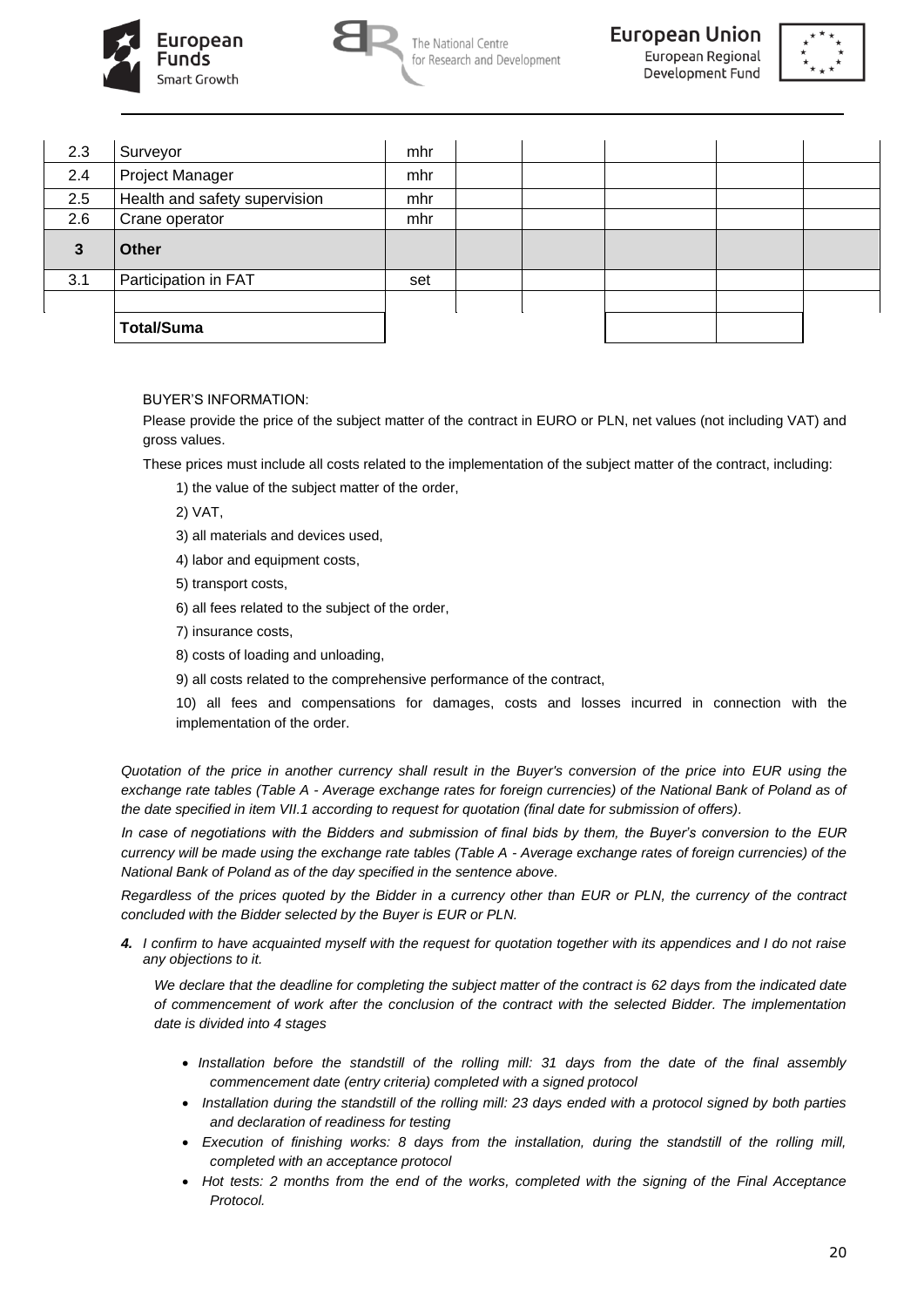| | | | | | | | |
|---|---|---|---|---|---|---|---|
| 2.3 | Surveyor | mhr | | | | | |
| 2.4 | Project Manager | mhr | | | | | |
| 2.5 | Health and safety supervision | mhr | | | | | |
| 2.6 | Crane operator | mhr | | | | | |
| **3** | **Other** | | | | | | |
| 3.1 | Participation in FAT | set | | | | | |
| | | | | | | | |
| | **Total/Suma** | | | | | | |

BUYER'S INFORMATION:

Please provide the price of the subject matter of the contract in EURO or PLN, net values (not including VAT) and gross values.

These prices must include all costs related to the implementation of the subject matter of the contract, including:

1) the value of the subject matter of the order,

2) VAT,

3) all materials and devices used,

4) labor and equipment costs,

5) transport costs,

6) all fees related to the subject of the order,

7) insurance costs,

8) costs of loading and unloading,

9) all costs related to the comprehensive performance of the contract,

10) all fees and compensations for damages, costs and losses incurred in connection with the implementation of the order.

*Quotation of the price in another currency shall result in the Buyer's conversion of the price into EUR using the exchange rate tables (Table A - Average exchange rates for foreign currencies) of the National Bank of Poland as of the date specified in item VII.1 according to request for quotation (final date for submission of offers).*

*In case of negotiations with the Bidders and submission of final bids by them, the Buyer's conversion to the EUR currency will be made using the exchange rate tables (Table A - Average exchange rates of foreign currencies) of the National Bank of Poland as of the day specified in the sentence above.*

*Regardless of the prices quoted by the Bidder in a currency other than EUR or PLN, the currency of the contract concluded with the Bidder selected by the Buyer is EUR or PLN.*

***4.*** *I confirm to have acquainted myself with the request for quotation together with its appendices and I do not raise any objections to it.*

*We declare that the deadline for completing the subject matter of the contract is 62 days from the indicated date of commencement of work after the conclusion of the contract with the selected Bidder. The implementation date is divided into 4 stages*

- *Installation before the standstill of the rolling mill: 31 days from the date of the final assembly commencement date (entry criteria) completed with a signed protocol*
- *Installation during the standstill of the rolling mill: 23 days ended with a protocol signed by both parties and declaration of readiness for testing*
- *Execution of finishing works: 8 days from the installation, during the standstill of the rolling mill, completed with an acceptance protocol*
- *Hot tests: 2 months from the end of the works, completed with the signing of the Final Acceptance Protocol.*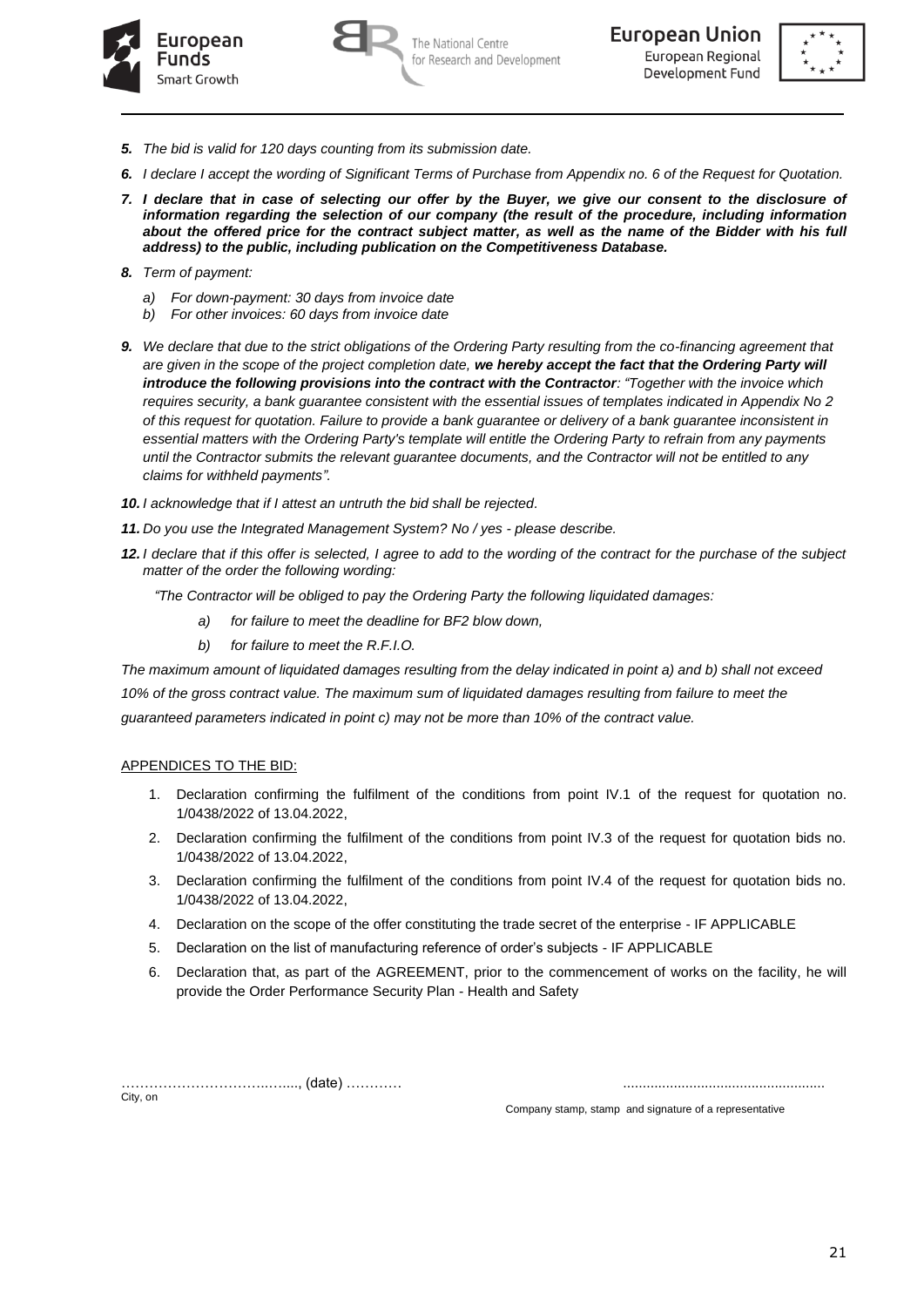5. *The bid is valid for 120 days counting from its submission date.*
6. *I declare I accept the wording of Significant Terms of Purchase from Appendix no. 6 of the Request for Quotation.*
7. ***I declare that in case of selecting our offer by the Buyer, we give our consent to the disclosure of information regarding the selection of our company (the result of the procedure, including information about the offered price for the contract subject matter, as well as the name of the Bidder with his full address) to the public, including publication on the Competitiveness Database.***
8. *Term of payment:*
   - *a) For down-payment: 30 days from invoice date*
   - *b) For other invoices: 60 days from invoice date*
9. *We declare that due to the strict obligations of the Ordering Party resulting from the co-financing agreement that are given in the scope of the project completion date, **we hereby accept the fact that the Ordering Party will introduce the following provisions into the contract with the Contractor**: "Together with the invoice which requires security, a bank guarantee consistent with the essential issues of templates indicated in Appendix No 2 of this request for quotation. Failure to provide a bank guarantee or delivery of a bank guarantee inconsistent in essential matters with the Ordering Party's template will entitle the Ordering Party to refrain from any payments until the Contractor submits the relevant guarantee documents, and the Contractor will not be entitled to any claims for withheld payments".*
10. *I acknowledge that if I attest an untruth the bid shall be rejected.*
11. *Do you use the Integrated Management System? No / yes - please describe.*
12. *I declare that if this offer is selected, I agree to add to the wording of the contract for the purchase of the subject matter of the order the following wording:*

    *"The Contractor will be obliged to pay the Ordering Party the following liquidated damages:*

    - *a) for failure to meet the deadline for BF2 blow down,*
    - *b) for failure to meet the R.F.I.O.*

*The maximum amount of liquidated damages resulting from the delay indicated in point a) and b) shall not exceed 10% of the gross contract value. The maximum sum of liquidated damages resulting from failure to meet the guaranteed parameters indicated in point c) may not be more than 10% of the contract value.*

APPENDICES TO THE BID:

1. Declaration confirming the fulfilment of the conditions from point IV.1 of the request for quotation no. 1/0438/2022 of 13.04.2022,
2. Declaration confirming the fulfilment of the conditions from point IV.3 of the request for quotation bids no. 1/0438/2022 of 13.04.2022,
3. Declaration confirming the fulfilment of the conditions from point IV.4 of the request for quotation bids no. 1/0438/2022 of 13.04.2022,
4. Declaration on the scope of the offer constituting the trade secret of the enterprise - IF APPLICABLE
5. Declaration on the list of manufacturing reference of order's subjects - IF APPLICABLE
6. Declaration that, as part of the AGREEMENT, prior to the commencement of works on the facility, he will provide the Order Performance Security Plan - Health and Safety

……………………………..….., (date) ………… ...................................................

City, on

Company stamp, stamp and signature of a representative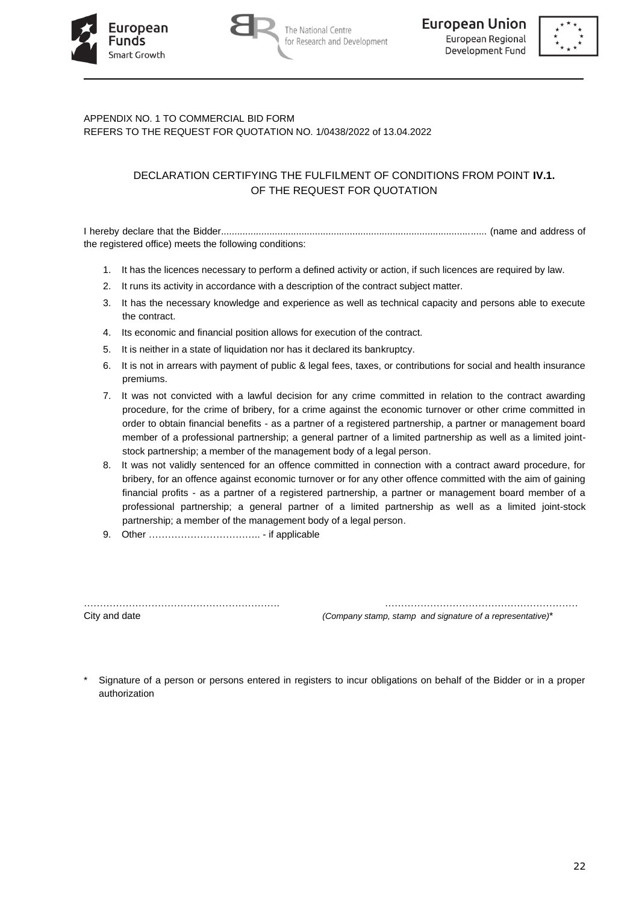APPENDIX NO. 1 TO COMMERCIAL BID FORM
REFERS TO THE REQUEST FOR QUOTATION NO. 1/0438/2022 of 13.04.2022

## DECLARATION CERTIFYING THE FULFILMENT OF CONDITIONS FROM POINT **IV.1.** OF THE REQUEST FOR QUOTATION

I hereby declare that the Bidder................................................................................................... (name and address of the registered office) meets the following conditions:

1. It has the licences necessary to perform a defined activity or action, if such licences are required by law.
2. It runs its activity in accordance with a description of the contract subject matter.
3. It has the necessary knowledge and experience as well as technical capacity and persons able to execute the contract.
4. Its economic and financial position allows for execution of the contract.
5. It is neither in a state of liquidation nor has it declared its bankruptcy.
6. It is not in arrears with payment of public & legal fees, taxes, or contributions for social and health insurance premiums.
7. It was not convicted with a lawful decision for any crime committed in relation to the contract awarding procedure, for the crime of bribery, for a crime against the economic turnover or other crime committed in order to obtain financial benefits - as a partner of a registered partnership, a partner or management board member of a professional partnership; a general partner of a limited partnership as well as a limited joint-stock partnership; a member of the management body of a legal person.
8. It was not validly sentenced for an offence committed in connection with a contract award procedure, for bribery, for an offence against economic turnover or for any other offence committed with the aim of gaining financial profits - as a partner of a registered partnership, a partner or management board member of a professional partnership; a general partner of a limited partnership as well as a limited joint-stock partnership; a member of the management body of a legal person.
9. Other …………………………….. - if applicable

……………………………………………………. &nbsp;&nbsp;&nbsp;&nbsp;&nbsp;&nbsp;&nbsp;&nbsp; ……………………………………………………
City and date &nbsp;&nbsp;&nbsp;&nbsp;&nbsp;&nbsp;&nbsp;&nbsp; *(Company stamp, stamp and signature of a representative)**

\* Signature of a person or persons entered in registers to incur obligations on behalf of the Bidder or in a proper authorization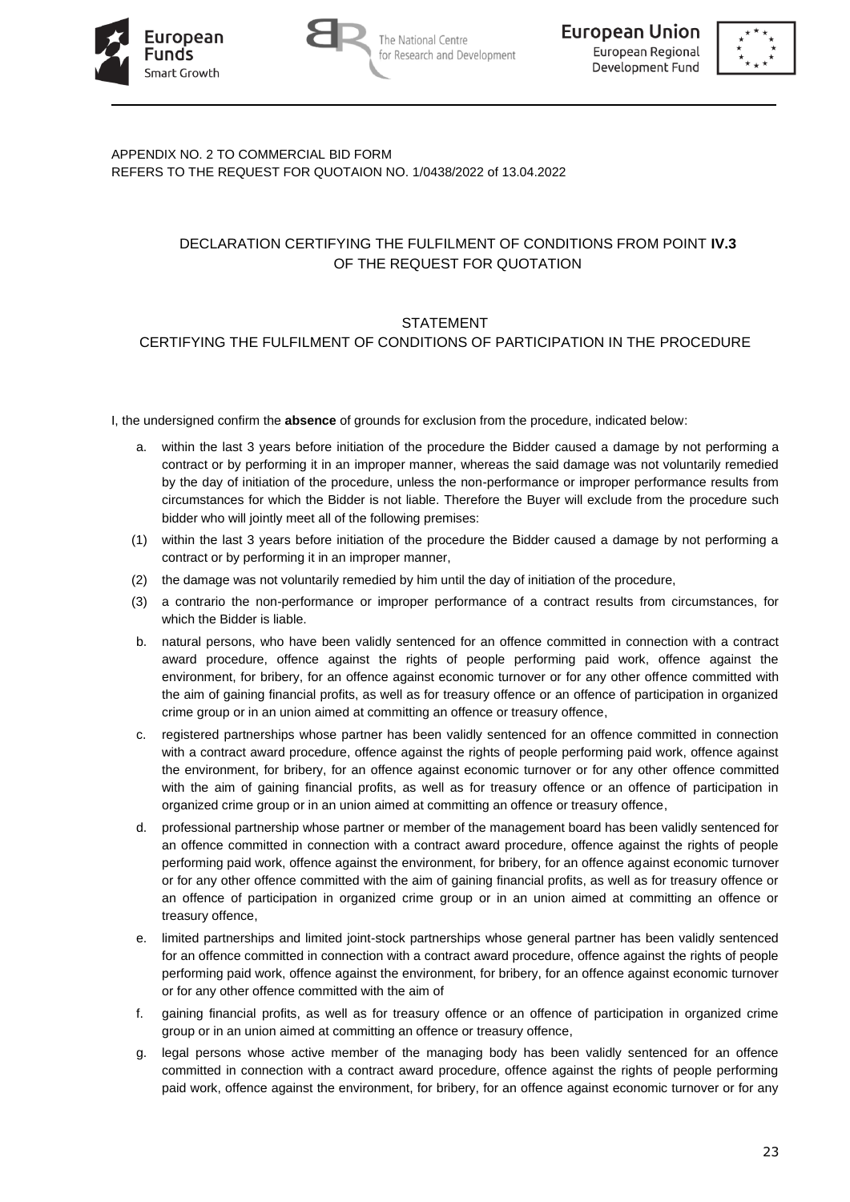APPENDIX NO. 2 TO COMMERCIAL BID FORM
REFERS TO THE REQUEST FOR QUOTAION NO. 1/0438/2022 of 13.04.2022

## DECLARATION CERTIFYING THE FULFILMENT OF CONDITIONS FROM POINT **IV.3** OF THE REQUEST FOR QUOTATION

## STATEMENT
## CERTIFYING THE FULFILMENT OF CONDITIONS OF PARTICIPATION IN THE PROCEDURE

I, the undersigned confirm the **absence** of grounds for exclusion from the procedure, indicated below:

a. within the last 3 years before initiation of the procedure the Bidder caused a damage by not performing a contract or by performing it in an improper manner, whereas the said damage was not voluntarily remedied by the day of initiation of the procedure, unless the non-performance or improper performance results from circumstances for which the Bidder is not liable. Therefore the Buyer will exclude from the procedure such bidder who will jointly meet all of the following premises:

(1) within the last 3 years before initiation of the procedure the Bidder caused a damage by not performing a contract or by performing it in an improper manner,

(2) the damage was not voluntarily remedied by him until the day of initiation of the procedure,

(3) a contrario the non-performance or improper performance of a contract results from circumstances, for which the Bidder is liable.

b. natural persons, who have been validly sentenced for an offence committed in connection with a contract award procedure, offence against the rights of people performing paid work, offence against the environment, for bribery, for an offence against economic turnover or for any other offence committed with the aim of gaining financial profits, as well as for treasury offence or an offence of participation in organized crime group or in an union aimed at committing an offence or treasury offence,

c. registered partnerships whose partner has been validly sentenced for an offence committed in connection with a contract award procedure, offence against the rights of people performing paid work, offence against the environment, for bribery, for an offence against economic turnover or for any other offence committed with the aim of gaining financial profits, as well as for treasury offence or an offence of participation in organized crime group or in an union aimed at committing an offence or treasury offence,

d. professional partnership whose partner or member of the management board has been validly sentenced for an offence committed in connection with a contract award procedure, offence against the rights of people performing paid work, offence against the environment, for bribery, for an offence against economic turnover or for any other offence committed with the aim of gaining financial profits, as well as for treasury offence or an offence of participation in organized crime group or in an union aimed at committing an offence or treasury offence,

e. limited partnerships and limited joint-stock partnerships whose general partner has been validly sentenced for an offence committed in connection with a contract award procedure, offence against the rights of people performing paid work, offence against the environment, for bribery, for an offence against economic turnover or for any other offence committed with the aim of

f. gaining financial profits, as well as for treasury offence or an offence of participation in organized crime group or in an union aimed at committing an offence or treasury offence,

g. legal persons whose active member of the managing body has been validly sentenced for an offence committed in connection with a contract award procedure, offence against the rights of people performing paid work, offence against the environment, for bribery, for an offence against economic turnover or for any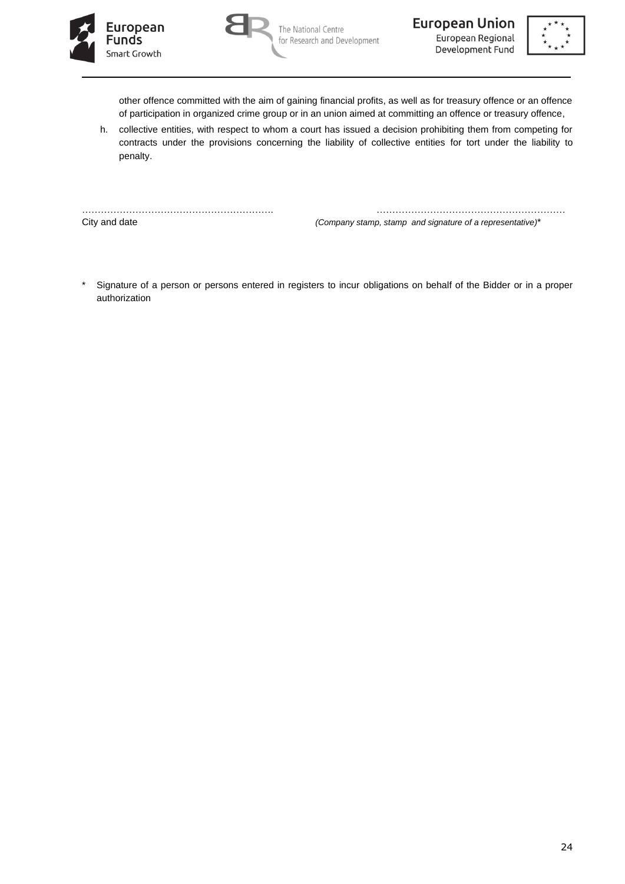other offence committed with the aim of gaining financial profits, as well as for treasury offence or an offence of participation in organized crime group or in an union aimed at committing an offence or treasury offence,

h. collective entities, with respect to whom a court has issued a decision prohibiting them from competing for contracts under the provisions concerning the liability of collective entities for tort under the liability to penalty.

……………………………………………………. ……………………………………………………
City and date *(Company stamp, stamp and signature of a representative)**

\* Signature of a person or persons entered in registers to incur obligations on behalf of the Bidder or in a proper authorization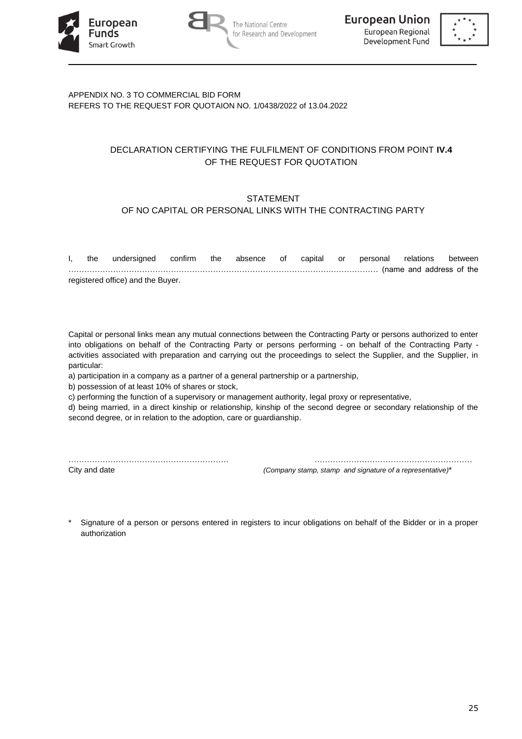APPENDIX NO. 3 TO COMMERCIAL BID FORM
REFERS TO THE REQUEST FOR QUOTAION NO. 1/0438/2022 of 13.04.2022

## DECLARATION CERTIFYING THE FULFILMENT OF CONDITIONS FROM POINT **IV.4** OF THE REQUEST FOR QUOTATION

## STATEMENT OF NO CAPITAL OR PERSONAL LINKS WITH THE CONTRACTING PARTY

I, the undersigned confirm the absence of capital or personal relations between …………………………………………………………………………………………………… (name and address of the registered office) and the Buyer.

Capital or personal links mean any mutual connections between the Contracting Party or persons authorized to enter into obligations on behalf of the Contracting Party or persons performing - on behalf of the Contracting Party - activities associated with preparation and carrying out the proceedings to select the Supplier, and the Supplier, in particular:

a) participation in a company as a partner of a general partnership or a partnership,
b) possession of at least 10% of shares or stock,
c) performing the function of a supervisory or management authority, legal proxy or representative,
d) being married, in a direct kinship or relationship, kinship of the second degree or secondary relationship of the second degree, or in relation to the adoption, care or guardianship.

| …………………………………………………. | …………………………………………………. |
|---|---|
| City and date | *(Company stamp, stamp and signature of a representative)** |

\* Signature of a person or persons entered in registers to incur obligations on behalf of the Bidder or in a proper authorization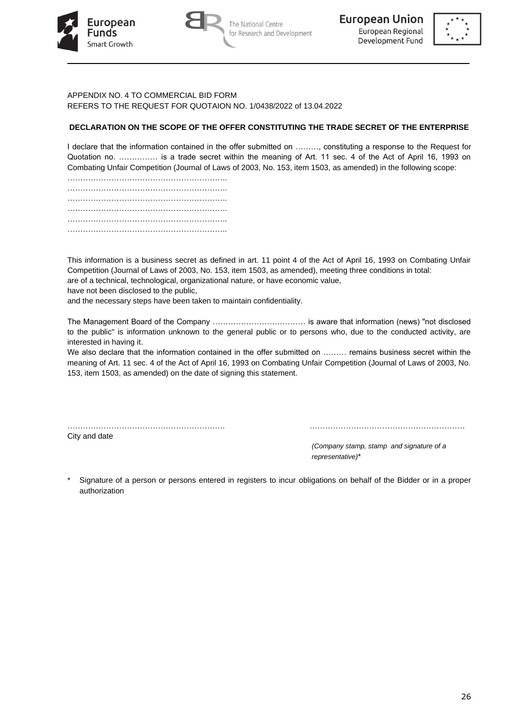APPENDIX NO. 4 TO COMMERCIAL BID FORM
REFERS TO THE REQUEST FOR QUOTAION NO. 1/0438/2022 of 13.04.2022

**DECLARATION ON THE SCOPE OF THE OFFER CONSTITUTING THE TRADE SECRET OF THE ENTERPRISE**

I declare that the information contained in the offer submitted on ………, constituting a response to the Request for Quotation no. …………… is a trade secret within the meaning of Art. 11 sec. 4 of the Act of April 16, 1993 on Combating Unfair Competition (Journal of Laws of 2003, No. 153, item 1503, as amended) in the following scope:

……………………………………………………..
……………………………………………………..
……………………………………………………..
……………………………………………………..
……………………………………………………..
……………………………………………………..

This information is a business secret as defined in art. 11 point 4 of the Act of April 16, 1993 on Combating Unfair Competition (Journal of Laws of 2003, No. 153, item 1503, as amended), meeting three conditions in total:
are of a technical, technological, organizational nature, or have economic value,
have not been disclosed to the public,
and the necessary steps have been taken to maintain confidentiality.

The Management Board of the Company ……………………………… is aware that information (news) "not disclosed to the public" is information unknown to the general public or to persons who, due to the conducted activity, are interested in having it.
We also declare that the information contained in the offer submitted on ……… remains business secret within the meaning of Art. 11 sec. 4 of the Act of April 16, 1993 on Combating Unfair Competition (Journal of Laws of 2003, No. 153, item 1503, as amended) on the date of signing this statement.

…………………………………………………….
City and date

……………………………………………………
*(Company stamp, stamp and signature of a representative)**

\* Signature of a person or persons entered in registers to incur obligations on behalf of the Bidder or in a proper authorization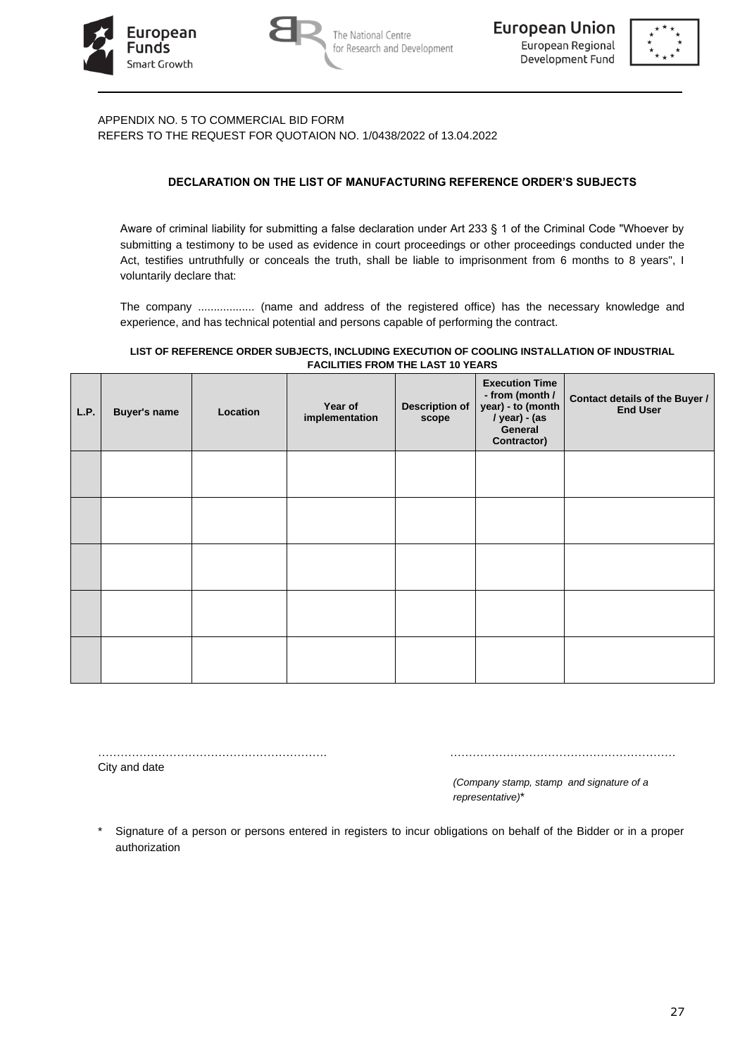APPENDIX NO. 5 TO COMMERCIAL BID FORM
REFERS TO THE REQUEST FOR QUOTAION NO. 1/0438/2022 of 13.04.2022

**DECLARATION ON THE LIST OF MANUFACTURING REFERENCE ORDER'S SUBJECTS**

Aware of criminal liability for submitting a false declaration under Art 233 § 1 of the Criminal Code "Whoever by submitting a testimony to be used as evidence in court proceedings or other proceedings conducted under the Act, testifies untruthfully or conceals the truth, shall be liable to imprisonment from 6 months to 8 years", I voluntarily declare that:

The company .................. (name and address of the registered office) has the necessary knowledge and experience, and has technical potential and persons capable of performing the contract.

**LIST OF REFERENCE ORDER SUBJECTS, INCLUDING EXECUTION OF COOLING INSTALLATION OF INDUSTRIAL FACILITIES FROM THE LAST 10 YEARS**

| L.P. | Buyer's name | Location | Year of implementation | Description of scope | Execution Time - from (month / year) - to (month / year) - (as General Contractor) | Contact details of the Buyer / End User |
|---|---|---|---|---|---|---|
| | | | | | | |
| | | | | | | |
| | | | | | | |
| | | | | | | |
| | | | | | | |

…………………………………………………….
City and date

…………………………………………………….
*(Company stamp, stamp and signature of a representative)*\*

\* Signature of a person or persons entered in registers to incur obligations on behalf of the Bidder or in a proper authorization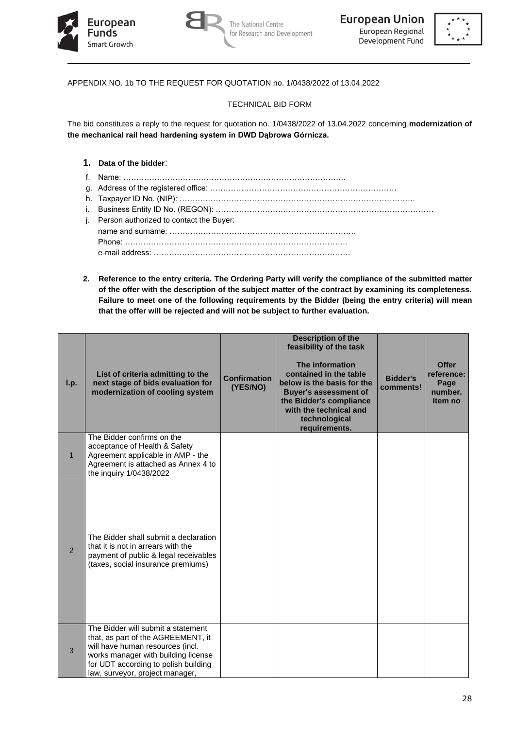APPENDIX NO. 1b TO THE REQUEST FOR QUOTATION no. 1/0438/2022 of 13.04.2022

TECHNICAL BID FORM

The bid constitutes a reply to the request for quotation no. 1/0438/2022 of 13.04.2022 concerning **modernization of the mechanical rail head hardening system in DWD Dąbrowa Górnicza.**

**1. Data of the bidder**:

f. Name: …………………………………………………………………………..
g. Address of the registered office: ………………………………………………………………
h. Taxpayer ID No. (NIP): ……………………………………………………………………………….
i. Business Entity ID No. (REGON): …………………………………………………………………………
j. Person authorized to contact the Buyer:
name and surname: ………………………………………………………………
Phone: …………………………………………………………………………..
e-mail address: ………………………………………………………………….

**2. Reference to the entry criteria. The Ordering Party will verify the compliance of the submitted matter of the offer with the description of the subject matter of the contract by examining its completeness. Failure to meet one of the following requirements by the Bidder (being the entry criteria) will mean that the offer will be rejected and will not be subject to further evaluation.**

| l.p. | List of criteria admitting to the next stage of bids evaluation for modernization of cooling system | Confirmation (YES/NO) | Description of the feasibility of the task<br><br>The information contained in the table below is the basis for the Buyer's assessment of the Bidder's compliance with the technical and technological requirements. | Bidder's comments! | Offer reference: Page number. Item no |
|---|---|---|---|---|---|
| 1 | The Bidder confirms on the acceptance of Health & Safety Agreement applicable in AMP - the Agreement is attached as Annex 4 to the inquiry 1/0438/2022 | | | | |
| 2 | The Bidder shall submit a declaration that it is not in arrears with the payment of public & legal receivables (taxes, social insurance premiums) | | | | |
| 3 | The Bidder will submit a statement that, as part of the AGREEMENT, it will have human resources (incl. works manager with building license for UDT according to polish building law, surveyor, project manager, | | | | |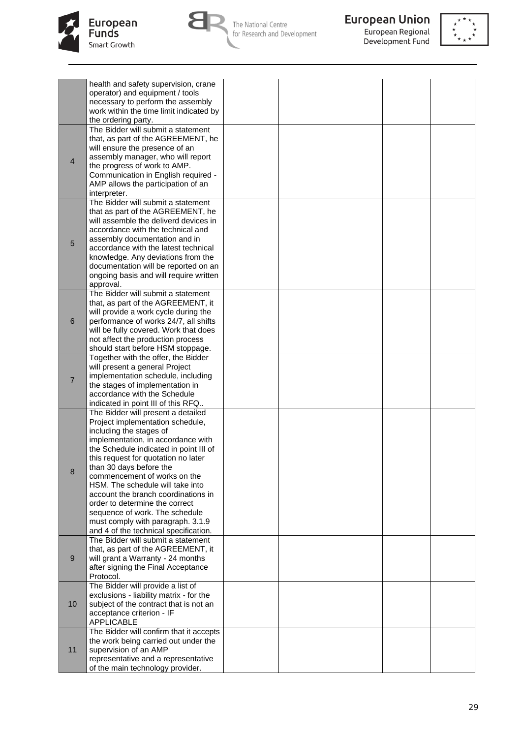| | | | | | |
|---|---|---|---|---|---|
| | health and safety supervision, crane operator) and equipment / tools necessary to perform the assembly work within the time limit indicated by the ordering party. | | | | |
| 4 | The Bidder will submit a statement that, as part of the AGREEMENT, he will ensure the presence of an assembly manager, who will report the progress of work to AMP. Communication in English required - AMP allows the participation of an interpreter. | | | | |
| 5 | The Bidder will submit a statement that as part of the AGREEMENT, he will assemble the deliverd devices in accordance with the technical and assembly documentation and in accordance with the latest technical knowledge. Any deviations from the documentation will be reported on an ongoing basis and will require written approval. | | | | |
| 6 | The Bidder will submit a statement that, as part of the AGREEMENT, it will provide a work cycle during the performance of works 24/7, all shifts will be fully covered. Work that does not affect the production process should start before HSM stoppage. | | | | |
| 7 | Together with the offer, the Bidder will present a general Project implementation schedule, including the stages of implementation in accordance with the Schedule indicated in point III of this RFQ.. | | | | |
| 8 | The Bidder will present a detailed Project implementation schedule, including the stages of implementation, in accordance with the Schedule indicated in point III of this request for quotation no later than 30 days before the commencement of works on the HSM. The schedule will take into account the branch coordinations in order to determine the correct sequence of work. The schedule must comply with paragraph. 3.1.9 and 4 of the technical specification. | | | | |
| 9 | The Bidder will submit a statement that, as part of the AGREEMENT, it will grant a Warranty - 24 months after signing the Final Acceptance Protocol. | | | | |
| 10 | The Bidder will provide a list of exclusions - liability matrix - for the subject of the contract that is not an acceptance criterion - IF APPLICABLE | | | | |
| 11 | The Bidder will confirm that it accepts the work being carried out under the supervision of an AMP representative and a representative of the main technology provider. | | | | |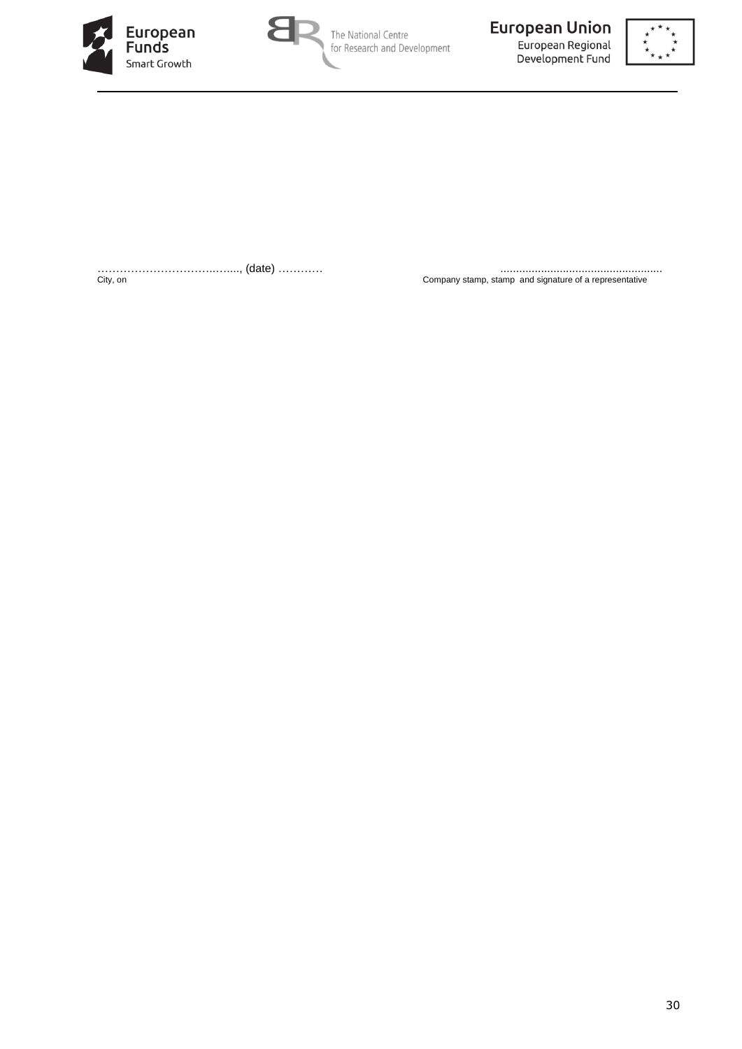……………………………..….…, (date) …………  ...................................................

City, on  Company stamp, stamp and signature of a representative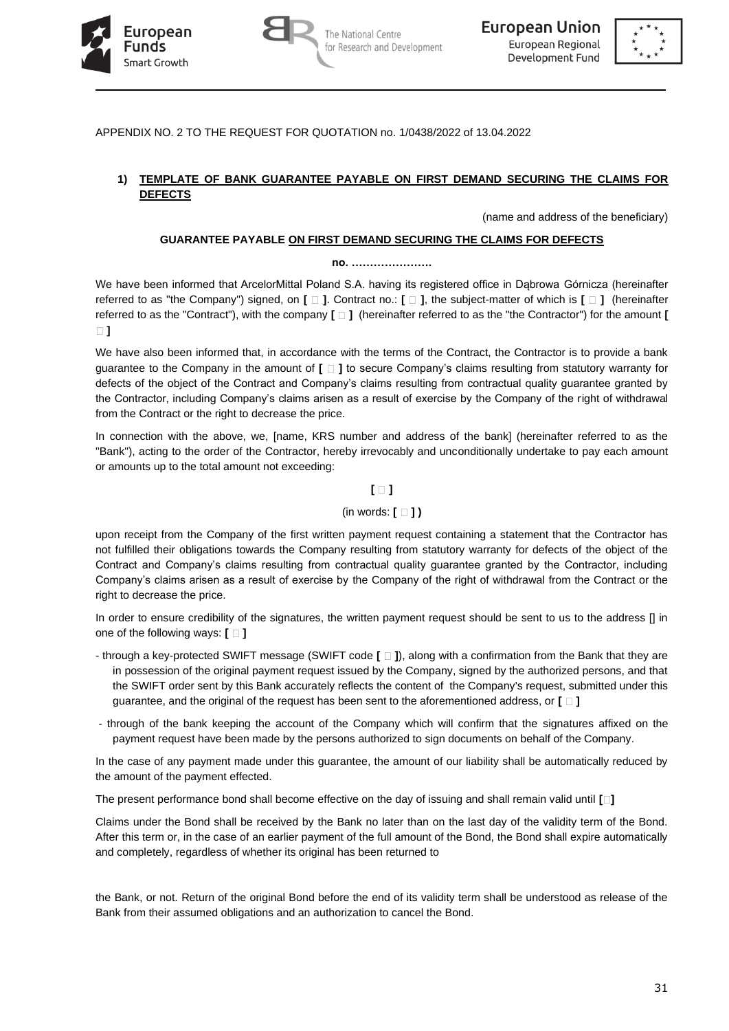APPENDIX NO. 2 TO THE REQUEST FOR QUOTATION no. 1/0438/2022 of 13.04.2022

**1) TEMPLATE OF BANK GUARANTEE PAYABLE ON FIRST DEMAND SECURING THE CLAIMS FOR DEFECTS**

(name and address of the beneficiary)

**GUARANTEE PAYABLE ON FIRST DEMAND SECURING THE CLAIMS FOR DEFECTS**

**no. ………………….**

We have been informed that ArcelorMittal Poland S.A. having its registered office in Dąbrowa Górnicza (hereinafter referred to as "the Company") signed, on **[ ]**. Contract no.: **[ ]**, the subject-matter of which is **[ ]** (hereinafter referred to as the "Contract"), with the company **[ ]** (hereinafter referred to as the "the Contractor") for the amount **[ ]**

We have also been informed that, in accordance with the terms of the Contract, the Contractor is to provide a bank guarantee to the Company in the amount of **[ ]** to secure Company's claims resulting from statutory warranty for defects of the object of the Contract and Company's claims resulting from contractual quality guarantee granted by the Contractor, including Company's claims arisen as a result of exercise by the Company of the right of withdrawal from the Contract or the right to decrease the price.

In connection with the above, we, [name, KRS number and address of the bank] (hereinafter referred to as the "Bank"), acting to the order of the Contractor, hereby irrevocably and unconditionally undertake to pay each amount or amounts up to the total amount not exceeding:

**[ ]**

(in words: **[ ] )**

upon receipt from the Company of the first written payment request containing a statement that the Contractor has not fulfilled their obligations towards the Company resulting from statutory warranty for defects of the object of the Contract and Company's claims resulting from contractual quality guarantee granted by the Contractor, including Company's claims arisen as a result of exercise by the Company of the right of withdrawal from the Contract or the right to decrease the price.

In order to ensure credibility of the signatures, the written payment request should be sent to us to the address [] in one of the following ways: **[ ]**

- through a key-protected SWIFT message (SWIFT code **[ ]**), along with a confirmation from the Bank that they are in possession of the original payment request issued by the Company, signed by the authorized persons, and that the SWIFT order sent by this Bank accurately reflects the content of the Company's request, submitted under this guarantee, and the original of the request has been sent to the aforementioned address, or **[ ]**
- through of the bank keeping the account of the Company which will confirm that the signatures affixed on the payment request have been made by the persons authorized to sign documents on behalf of the Company.

In the case of any payment made under this guarantee, the amount of our liability shall be automatically reduced by the amount of the payment effected.

The present performance bond shall become effective on the day of issuing and shall remain valid until **[ ]**

Claims under the Bond shall be received by the Bank no later than on the last day of the validity term of the Bond. After this term or, in the case of an earlier payment of the full amount of the Bond, the Bond shall expire automatically and completely, regardless of whether its original has been returned to the Bank, or not. Return of the original Bond before the end of its validity term shall be understood as release of the Bank from their assumed obligations and an authorization to cancel the Bond.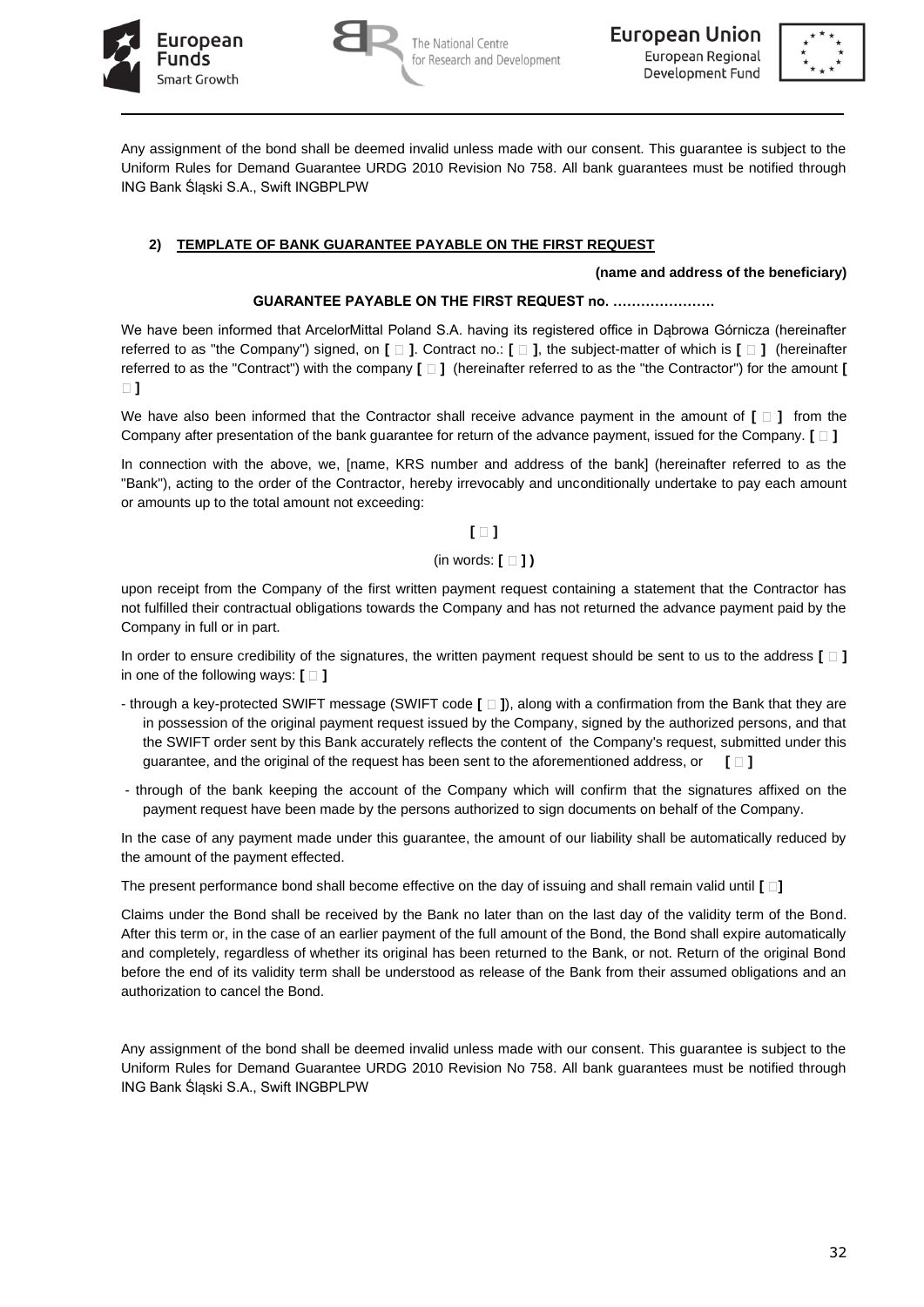Any assignment of the bond shall be deemed invalid unless made with our consent. This guarantee is subject to the Uniform Rules for Demand Guarantee URDG 2010 Revision No 758. All bank guarantees must be notified through ING Bank Śląski S.A., Swift INGBPLPW

## 2) TEMPLATE OF BANK GUARANTEE PAYABLE ON THE FIRST REQUEST

**(name and address of the beneficiary)**

**GUARANTEE PAYABLE ON THE FIRST REQUEST no. ………………….**

We have been informed that ArcelorMittal Poland S.A. having its registered office in Dąbrowa Górnicza (hereinafter referred to as "the Company") signed, on **[ ]**. Contract no.: **[ ]**, the subject-matter of which is **[ ]** (hereinafter referred to as the "Contract") with the company **[ ]** (hereinafter referred to as the "Contractor") for the amount **[ ]**

We have also been informed that the Contractor shall receive advance payment in the amount of **[ ]** from the Company after presentation of the bank guarantee for return of the advance payment, issued for the Company. **[ ]**

In connection with the above, we, [name, KRS number and address of the bank] (hereinafter referred to as the "Bank"), acting to the order of the Contractor, hereby irrevocably and unconditionally undertake to pay each amount or amounts up to the total amount not exceeding:

**[ ]**

(in words: **[ ] )**

upon receipt from the Company of the first written payment request containing a statement that the Contractor has not fulfilled their contractual obligations towards the Company and has not returned the advance payment paid by the Company in full or in part.

In order to ensure credibility of the signatures, the written payment request should be sent to us to the address **[ ]** in one of the following ways: **[ ]**

- through a key-protected SWIFT message (SWIFT code **[ ]**), along with a confirmation from the Bank that they are in possession of the original payment request issued by the Company, signed by the authorized persons, and that the SWIFT order sent by this Bank accurately reflects the content of the Company's request, submitted under this guarantee, and the original of the request has been sent to the aforementioned address, or **[ ]**
- through of the bank keeping the account of the Company which will confirm that the signatures affixed on the payment request have been made by the persons authorized to sign documents on behalf of the Company.

In the case of any payment made under this guarantee, the amount of our liability shall be automatically reduced by the amount of the payment effected.

The present performance bond shall become effective on the day of issuing and shall remain valid until **[ ]**

Claims under the Bond shall be received by the Bank no later than on the last day of the validity term of the Bond. After this term or, in the case of an earlier payment of the full amount of the Bond, the Bond shall expire automatically and completely, regardless of whether its original has been returned to the Bank, or not. Return of the original Bond before the end of its validity term shall be understood as release of the Bank from their assumed obligations and an authorization to cancel the Bond.

Any assignment of the bond shall be deemed invalid unless made with our consent. This guarantee is subject to the Uniform Rules for Demand Guarantee URDG 2010 Revision No 758. All bank guarantees must be notified through ING Bank Śląski S.A., Swift INGBPLPW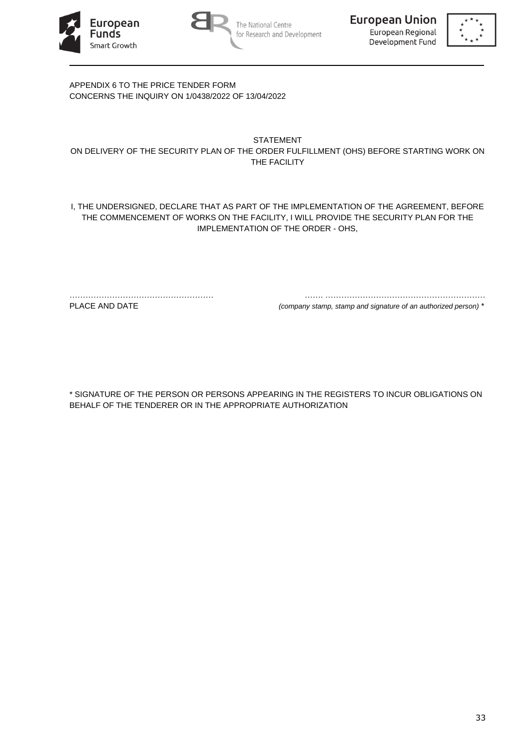APPENDIX 6 TO THE PRICE TENDER FORM
CONCERNS THE INQUIRY ON 1/0438/2022 OF 13/04/2022

STATEMENT
ON DELIVERY OF THE SECURITY PLAN OF THE ORDER FULFILLMENT (OHS) BEFORE STARTING WORK ON THE FACILITY

I, THE UNDERSIGNED, DECLARE THAT AS PART OF THE IMPLEMENTATION OF THE AGREEMENT, BEFORE THE COMMENCEMENT OF WORKS ON THE FACILITY, I WILL PROVIDE THE SECURITY PLAN FOR THE IMPLEMENTATION OF THE ORDER - OHS,

……………………………………………… ……. ……………………………………………………

PLACE AND DATE *(company stamp, stamp and signature of an authorized person) **

* SIGNATURE OF THE PERSON OR PERSONS APPEARING IN THE REGISTERS TO INCUR OBLIGATIONS ON BEHALF OF THE TENDERER OR IN THE APPROPRIATE AUTHORIZATION